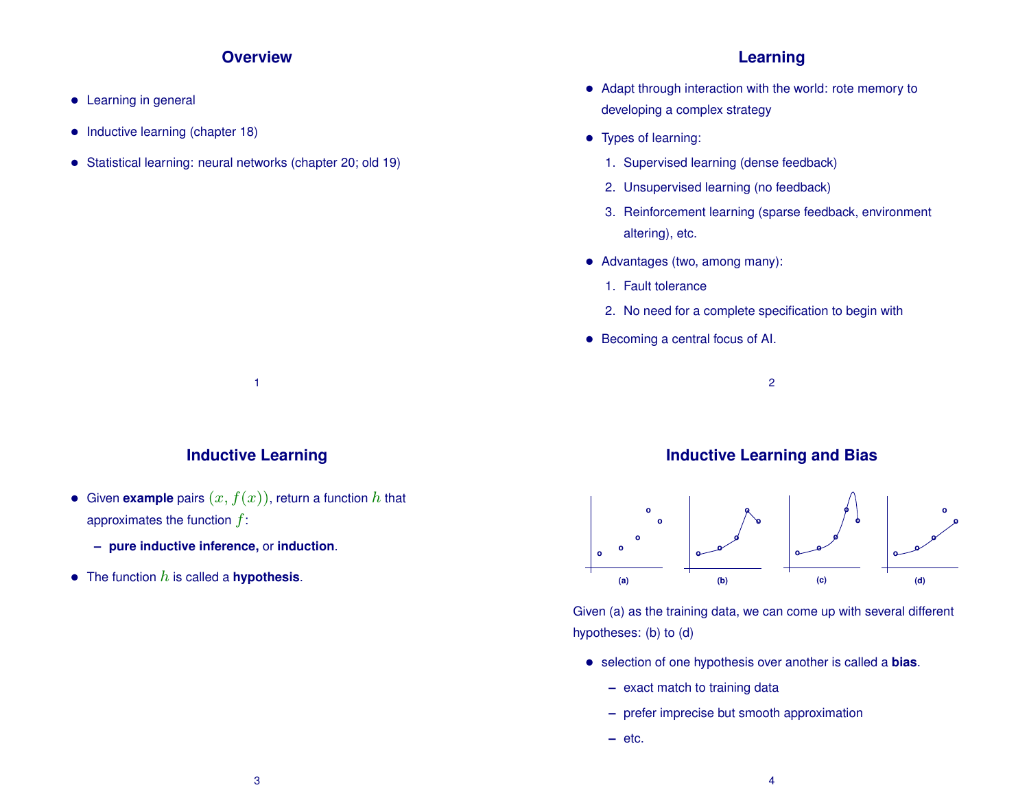## Overview

- Learning in general
- Inductive learning (chapter 18)
- Statistical learning: neural networks (chapter 20; old 19)

## Learning

- Adapt through interaction with the world: rote memory to developing a complex strategy
- Types of learning:
  1. Supervised learning (dense feedback)
  2. Unsupervised learning (no feedback)
  3. Reinforcement learning (sparse feedback, environment altering), etc.
- Advantages (two, among many):
  1. Fault tolerance
  2. No need for a complete specification to begin with
- Becoming a central focus of AI.

## Inductive Learning

- Given **example** pairs $(x, f(x))$, return a function $h$ that approximates the function $f$:
  - **pure inductive inference,** or **induction**.
- The function $h$ is called a **hypothesis**.

## Inductive Learning and Bias

(a) (b) (c) (d)

Given (a) as the training data, we can come up with several different hypotheses: (b) to (d)

- selection of one hypothesis over another is called a **bias**.
  - exact match to training data
  - prefer imprecise but smooth approximation
  - etc.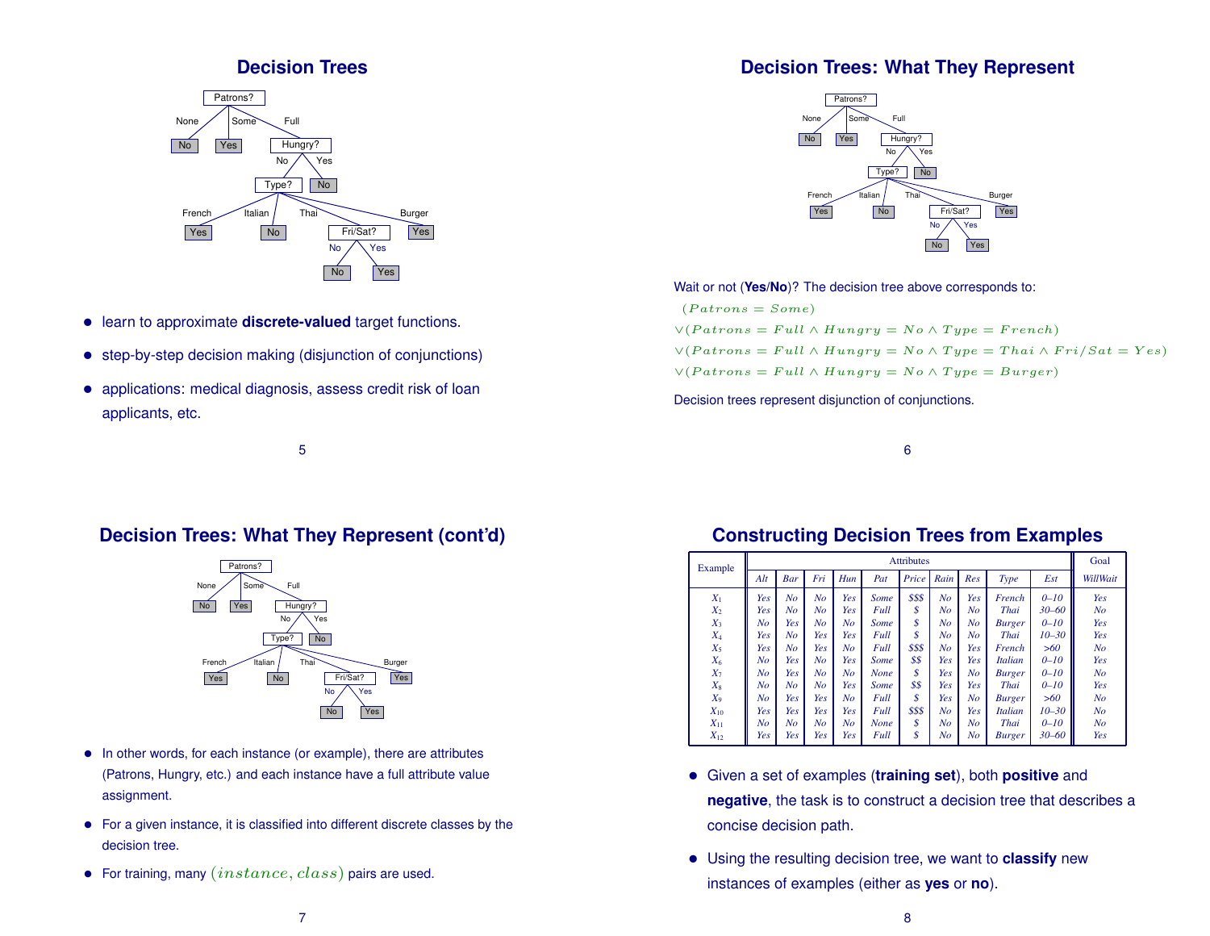## Decision Trees

- learn to approximate **discrete-valued** target functions.
- step-by-step decision making (disjunction of conjunctions)
- applications: medical diagnosis, assess credit risk of loan applicants, etc.

## Decision Trees: What They Represent

Wait or not (**Yes**/**No**)? The decision tree above corresponds to:

$$(Patrons = Some)$$
$$\vee (Patrons = Full \wedge Hungry = No \wedge Type = French)$$
$$\vee (Patrons = Full \wedge Hungry = No \wedge Type = Thai \wedge Fri/Sat = Yes)$$
$$\vee (Patrons = Full \wedge Hungry = No \wedge Type = Burger)$$

Decision trees represent disjunction of conjunctions.

## Decision Trees: What They Represent (cont'd)

- In other words, for each instance (or example), there are attributes (Patrons, Hungry, etc.) and each instance have a full attribute value assignment.
- For a given instance, it is classified into different discrete classes by the decision tree.
- For training, many $(instance, class)$ pairs are used.

## Constructing Decision Trees from Examples

| Example | Attributes | | | | | | | | | | Goal |
|---|---|---|---|---|---|---|---|---|---|---|---|
| | *Alt* | *Bar* | *Fri* | *Hun* | *Pat* | *Price* | *Rain* | *Res* | *Type* | *Est* | *WillWait* |
| $X_1$ | Yes | No | No | Yes | Some | $$$ | No | Yes | French | 0–10 | Yes |
| $X_2$ | Yes | No | No | Yes | Full | $ | No | No | Thai | 30–60 | No |
| $X_3$ | No | Yes | No | No | Some | $ | No | No | Burger | 0–10 | Yes |
| $X_4$ | Yes | No | Yes | Yes | Full | $ | No | No | Thai | 10–30 | Yes |
| $X_5$ | Yes | No | Yes | No | Full | $$$ | No | Yes | French | >60 | No |
| $X_6$ | No | Yes | No | Yes | Some | $$ | Yes | Yes | Italian | 0–10 | Yes |
| $X_7$ | No | Yes | No | No | None | $ | Yes | No | Burger | 0–10 | No |
| $X_8$ | No | No | No | Yes | Some | $$ | Yes | Yes | Thai | 0–10 | Yes |
| $X_9$ | No | Yes | Yes | No | Full | $ | Yes | No | Burger | >60 | No |
| $X_{10}$ | Yes | Yes | Yes | Yes | Full | $$$ | No | Yes | Italian | 10–30 | No |
| $X_{11}$ | No | No | No | No | None | $ | No | No | Thai | 0–10 | No |
| $X_{12}$ | Yes | Yes | Yes | Yes | Full | $ | No | No | Burger | 30–60 | Yes |

- Given a set of examples (**training set**), both **positive** and **negative**, the task is to construct a decision tree that describes a concise decision path.
- Using the resulting decision tree, we want to **classify** new instances of examples (either as **yes** or **no**).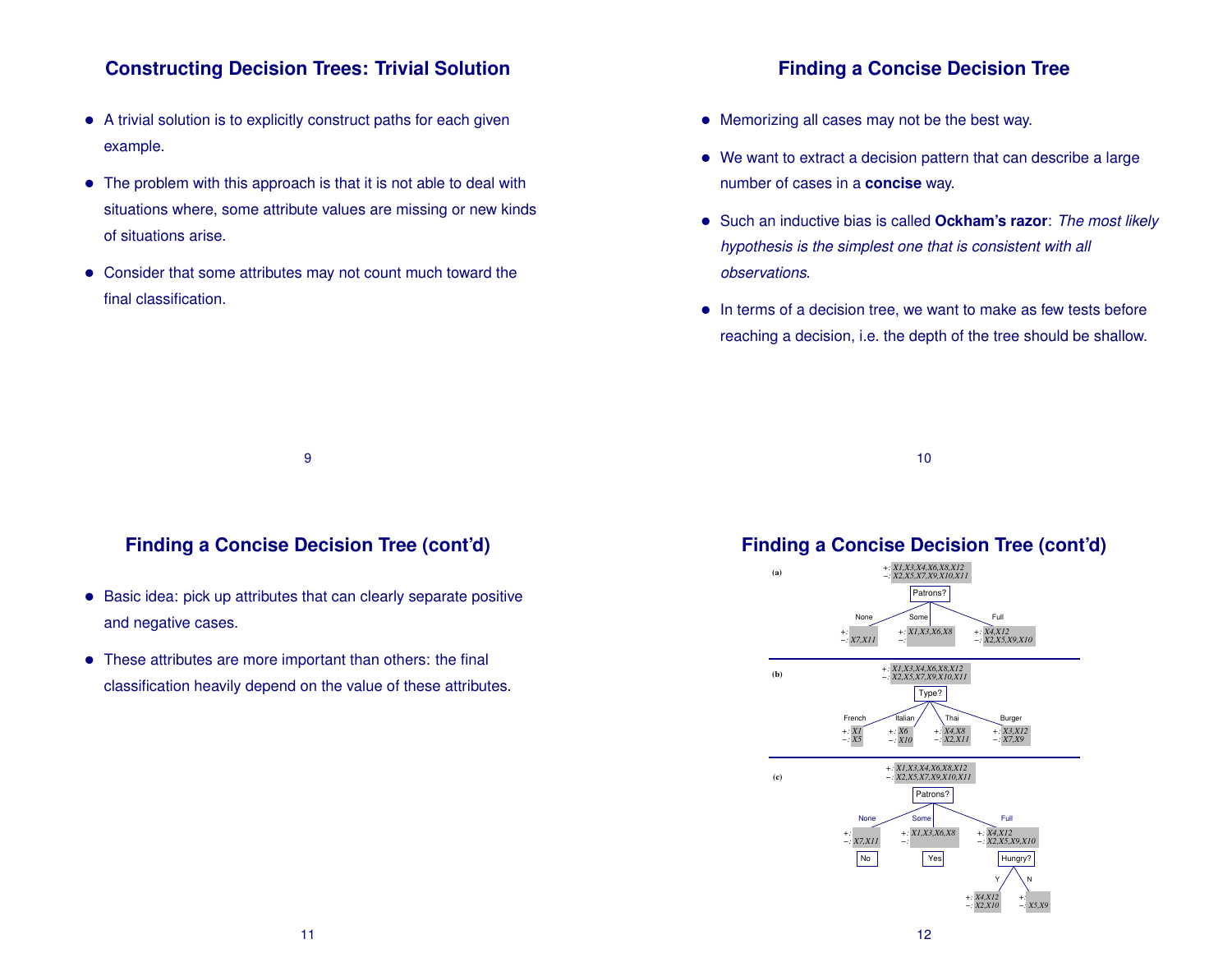## Constructing Decision Trees: Trivial Solution

- A trivial solution is to explicitly construct paths for each given example.
- The problem with this approach is that it is not able to deal with situations where, some attribute values are missing or new kinds of situations arise.
- Consider that some attributes may not count much toward the final classification.

## Finding a Concise Decision Tree

- Memorizing all cases may not be the best way.
- We want to extract a decision pattern that can describe a large number of cases in a **concise** way.
- Such an inductive bias is called **Ockham's razor**: *The most likely hypothesis is the simplest one that is consistent with all observations*.
- In terms of a decision tree, we want to make as few tests before reaching a decision, i.e. the depth of the tree should be shallow.

## Finding a Concise Decision Tree (cont'd)

- Basic idea: pick up attributes that can clearly separate positive and negative cases.
- These attributes are more important than others: the final classification heavily depend on the value of these attributes.

## Finding a Concise Decision Tree (cont'd)

**(a)**

+: X1,X3,X4,X6,X8,X12
−: X2,X5,X7,X9,X10,X11

Patrons?

- None: +: (none); −: X7,X11
- Some: +: X1,X3,X6,X8; −: (none)
- Full: +: X4,X12; −: X2,X5,X9,X10

**(b)**

+: X1,X3,X4,X6,X8,X12
−: X2,X5,X7,X9,X10,X11

Type?

- French: +: X1; −: X5
- Italian: +: X6; −: X10
- Thai: +: X4,X8; −: X2,X11
- Burger: +: X3,X12; −: X7,X9

**(c)**

+: X1,X3,X4,X6,X8,X12
−: X2,X5,X7,X9,X10,X11

Patrons?

- None: +: (none); −: X7,X11 → No
- Some: +: X1,X3,X6,X8; −: (none) → Yes
- Full: +: X4,X12; −: X2,X5,X9,X10 → Hungry?
  - Y: +: X4,X12; −: X2,X10
  - N: +: (none); −: X5,X9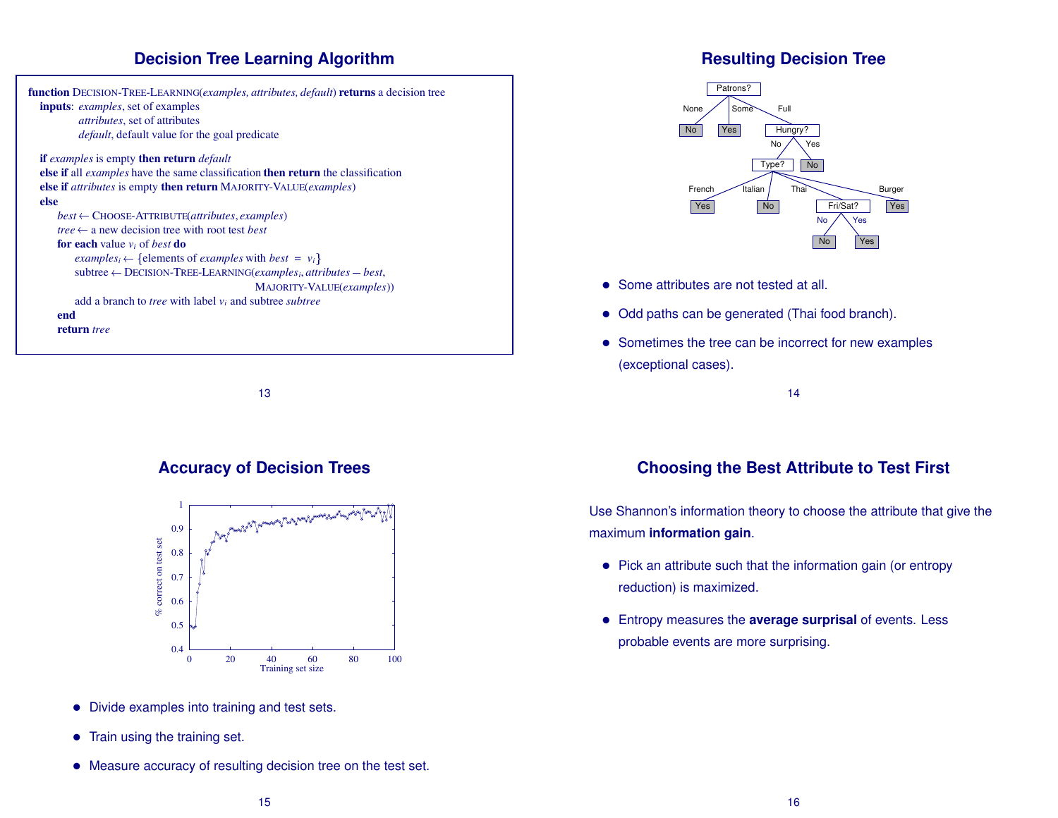## Decision Tree Learning Algorithm

```
function DECISION-TREE-LEARNING(examples, attributes, default) returns a decision tree
  inputs: examples, set of examples
          attributes, set of attributes
          default, default value for the goal predicate

  if examples is empty then return default
  else if all examples have the same classification then return the classification
  else if attributes is empty then return MAJORITY-VALUE(examples)
  else
      best ← CHOOSE-ATTRIBUTE(attributes, examples)
      tree ← a new decision tree with root test best
      for each value v_i of best do
          examples_i ← {elements of examples with best = v_i}
          subtree ← DECISION-TREE-LEARNING(examples_i, attributes − best,
                                            MAJORITY-VALUE(examples))
          add a branch to tree with label v_i and subtree subtree
      end
      return tree
```

## Resulting Decision Tree

```
Patrons?
├── None: No
├── Some: Yes
└── Full: Hungry?
    ├── No: Type?
    │   ├── French: Yes
    │   ├── Italian: No
    │   ├── Thai: Fri/Sat?
    │   │   ├── No: No
    │   │   └── Yes: Yes
    │   └── Burger: Yes
    └── Yes: No
```

- Some attributes are not tested at all.
- Odd paths can be generated (Thai food branch).
- Sometimes the tree can be incorrect for new examples (exceptional cases).

## Accuracy of Decision Trees

(Plot: % correct on test set (0.4 to 1) vs. Training set size (0 to 100))

- Divide examples into training and test sets.
- Train using the training set.
- Measure accuracy of resulting decision tree on the test set.

## Choosing the Best Attribute to Test First

Use Shannon's information theory to choose the attribute that give the maximum **information gain**.

- Pick an attribute such that the information gain (or entropy reduction) is maximized.
- Entropy measures the **average surprisal** of events. Less probable events are more surprising.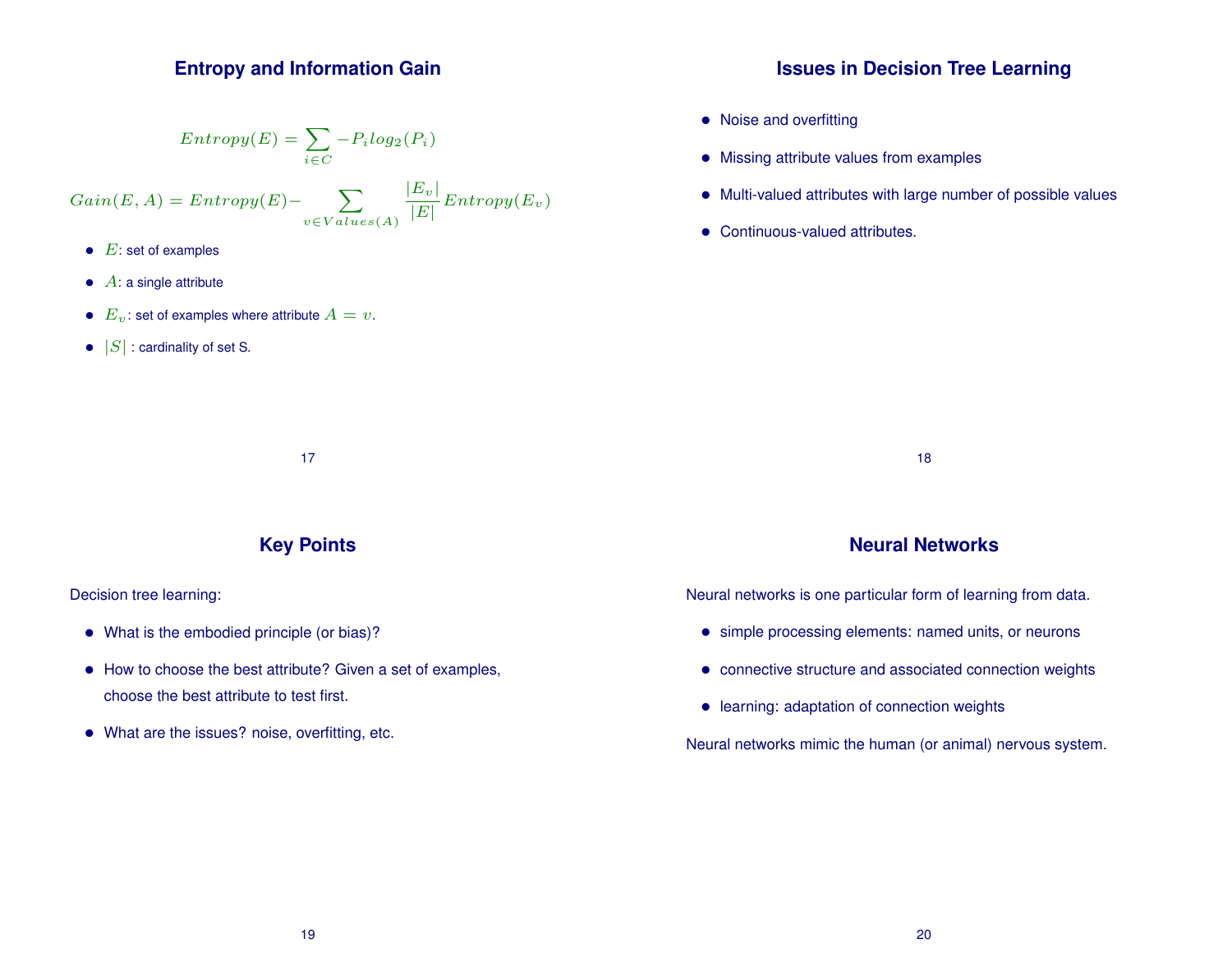## Entropy and Information Gain

$$Entropy(E) = \sum_{i \in C} -P_i log_2(P_i)$$

$$Gain(E, A) = Entropy(E) - \sum_{v \in Values(A)} \frac{|E_v|}{|E|} Entropy(E_v)$$

- $E$: set of examples
- $A$: a single attribute
- $E_v$: set of examples where attribute $A = v$.
- $|S|$ : cardinality of set S.

## Issues in Decision Tree Learning

- Noise and overfitting
- Missing attribute values from examples
- Multi-valued attributes with large number of possible values
- Continuous-valued attributes.

## Key Points

Decision tree learning:

- What is the embodied principle (or bias)?
- How to choose the best attribute? Given a set of examples, choose the best attribute to test first.
- What are the issues? noise, overfitting, etc.

## Neural Networks

Neural networks is one particular form of learning from data.

- simple processing elements: named units, or neurons
- connective structure and associated connection weights
- learning: adaptation of connection weights

Neural networks mimic the human (or animal) nervous system.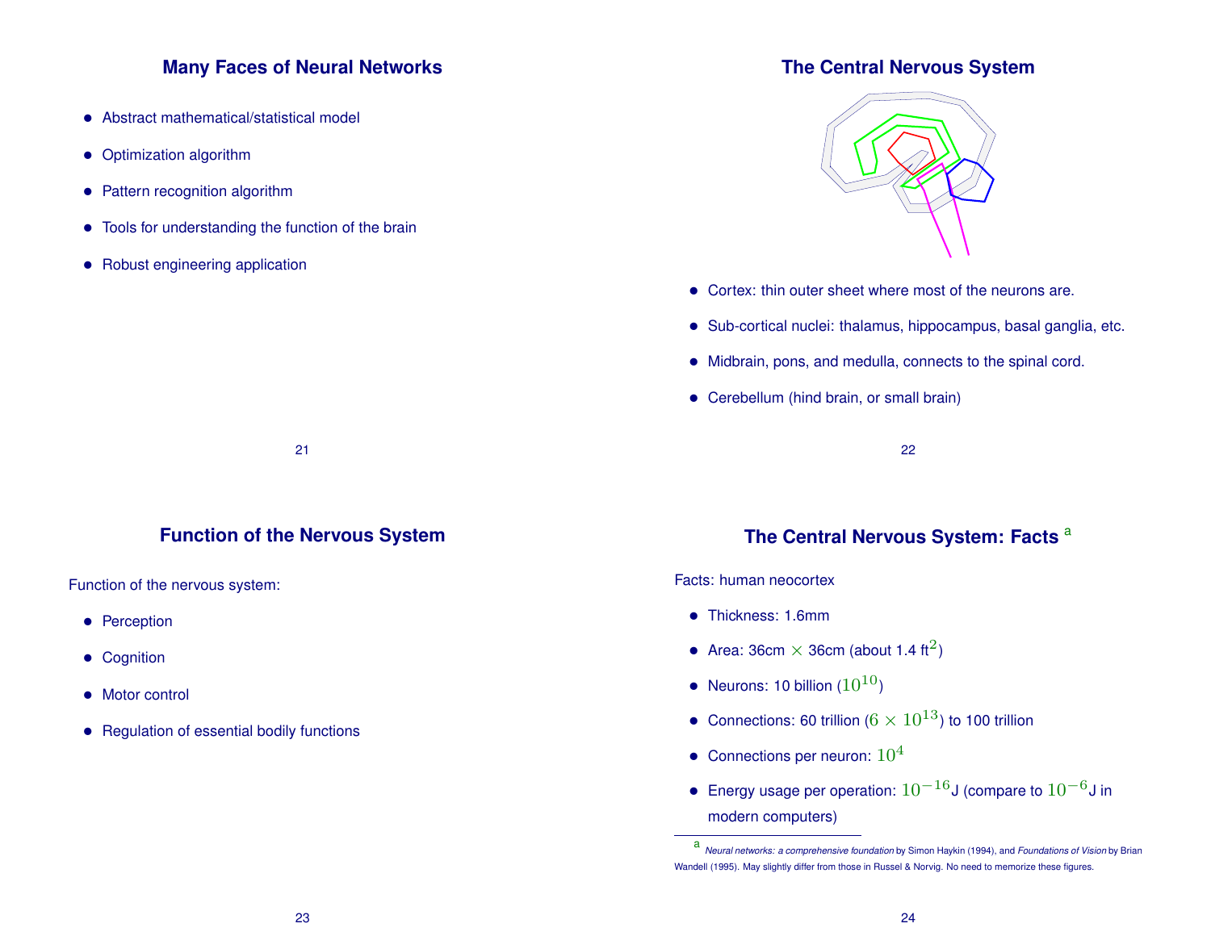## Many Faces of Neural Networks

- Abstract mathematical/statistical model
- Optimization algorithm
- Pattern recognition algorithm
- Tools for understanding the function of the brain
- Robust engineering application

## The Central Nervous System

- Cortex: thin outer sheet where most of the neurons are.
- Sub-cortical nuclei: thalamus, hippocampus, basal ganglia, etc.
- Midbrain, pons, and medulla, connects to the spinal cord.
- Cerebellum (hind brain, or small brain)

## Function of the Nervous System

Function of the nervous system:

- Perception
- Cognition
- Motor control
- Regulation of essential bodily functions

## The Central Nervous System: Facts [a]

Facts: human neocortex

- Thickness: 1.6mm
- Area: 36cm $\times$ 36cm (about 1.4 ft$^2$)
- Neurons: 10 billion ($10^{10}$)
- Connections: 60 trillion ($6 \times 10^{13}$) to 100 trillion
- Connections per neuron: $10^4$
- Energy usage per operation: $10^{-16}$J (compare to $10^{-6}$J in modern computers)

[a] *Neural networks: a comprehensive foundation* by Simon Haykin (1994), and *Foundations of Vision* by Brian Wandell (1995). May slightly differ from those in Russel & Norvig. No need to memorize these figures.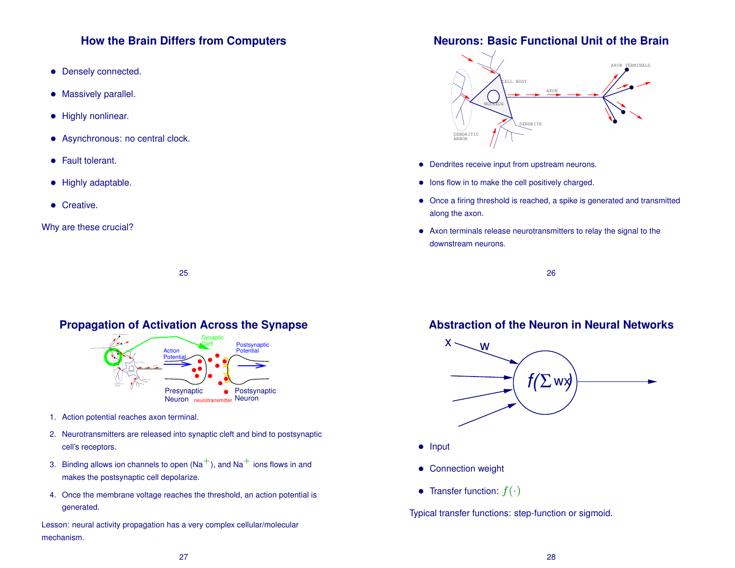## How the Brain Differs from Computers

- Densely connected.
- Massively parallel.
- Highly nonlinear.
- Asynchronous: no central clock.
- Fault tolerant.
- Highly adaptable.
- Creative.

Why are these crucial?

## Neurons: Basic Functional Unit of the Brain

- Dendrites receive input from upstream neurons.
- Ions flow in to make the cell positively charged.
- Once a firing threshold is reached, a spike is generated and transmitted along the axon.
- Axon terminals release neurotransmitters to relay the signal to the downstream neurons.

## Propagation of Activation Across the Synapse

1. Action potential reaches axon terminal.
2. Neurotransmitters are released into synaptic cleft and bind to postsynaptic cell's receptors.
3. Binding allows ion channels to open ($Na^{+}$), and $Na^{+}$ ions flows in and makes the postsynaptic cell depolarize.
4. Once the membrane voltage reaches the threshold, an action potential is generated.

Lesson: neural activity propagation has a very complex cellular/molecular mechanism.

## Abstraction of the Neuron in Neural Networks

- Input
- Connection weight
- Transfer function: $f(\cdot)$

Typical transfer functions: step-function or sigmoid.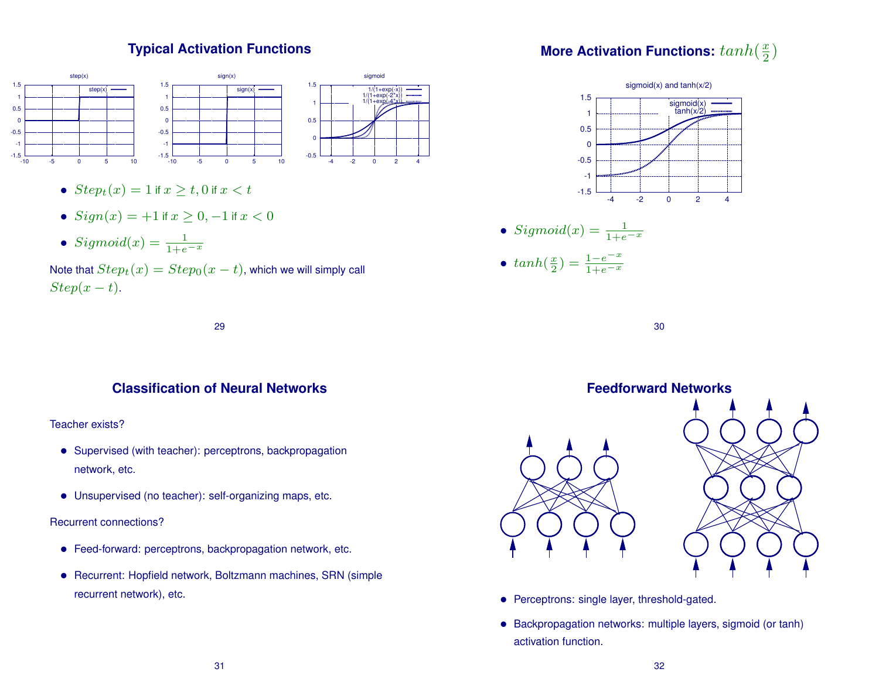## Typical Activation Functions

- $Step_t(x) = 1$ if $x \geq t, 0$ if $x < t$
- $Sign(x) = +1$ if $x \geq 0, -1$ if $x < 0$
- $Sigmoid(x) = \frac{1}{1+e^{-x}}$

Note that $Step_t(x) = Step_0(x - t)$, which we will simply call $Step(x - t)$.

## More Activation Functions: $tanh(\frac{x}{2})$

- $Sigmoid(x) = \frac{1}{1+e^{-x}}$
- $tanh(\frac{x}{2}) = \frac{1-e^{-x}}{1+e^{-x}}$

## Classification of Neural Networks

Teacher exists?

- Supervised (with teacher): perceptrons, backpropagation network, etc.
- Unsupervised (no teacher): self-organizing maps, etc.

Recurrent connections?

- Feed-forward: perceptrons, backpropagation network, etc.
- Recurrent: Hopfield network, Boltzmann machines, SRN (simple recurrent network), etc.

## Feedforward Networks

- Perceptrons: single layer, threshold-gated.
- Backpropagation networks: multiple layers, sigmoid (or tanh) activation function.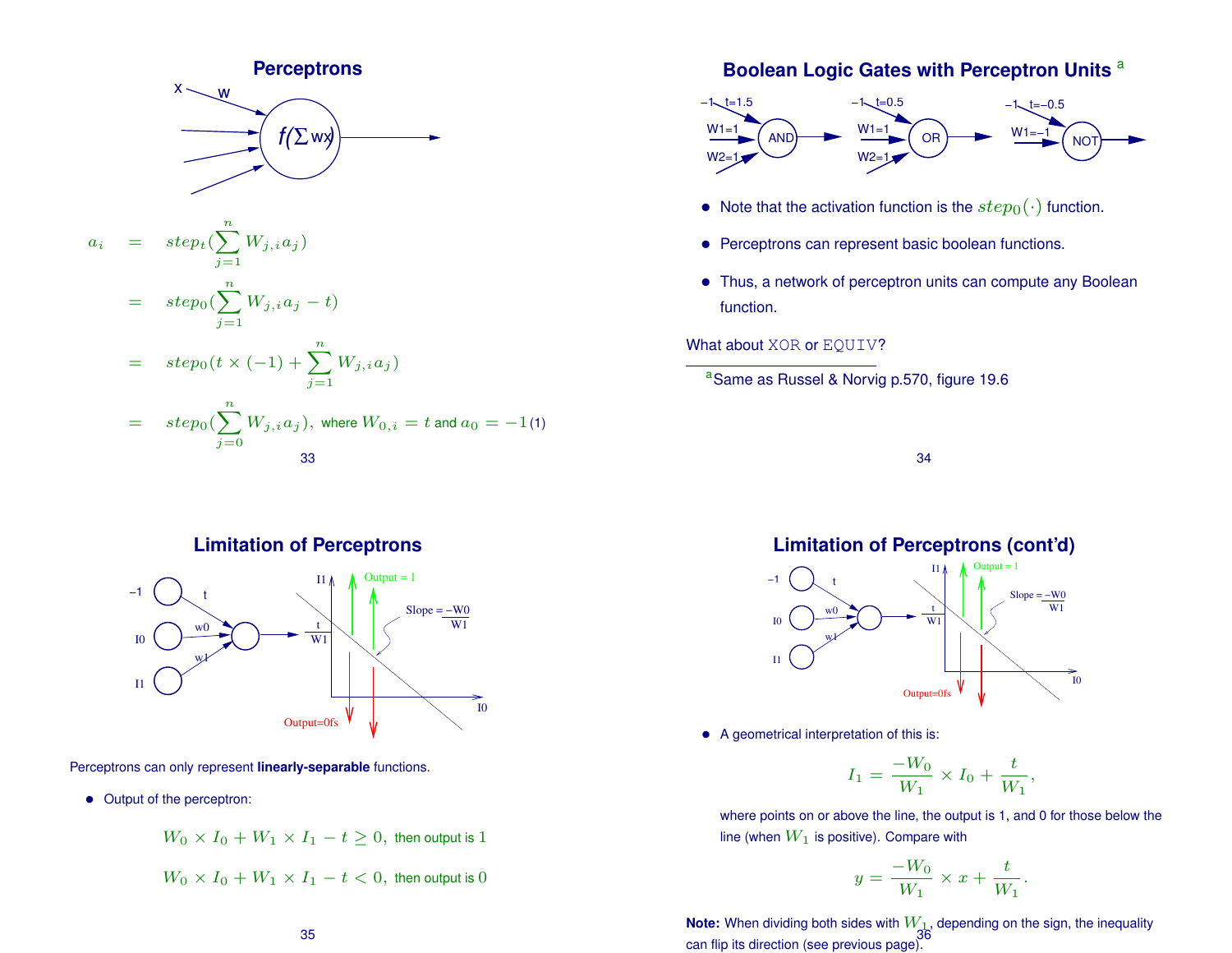## Perceptrons

$$a_i = step_t(\sum_{j=1}^{n} W_{j,i} a_j)$$

$$= step_0(\sum_{j=1}^{n} W_{j,i} a_j - t)$$

$$= step_0(t \times (-1) + \sum_{j=1}^{n} W_{j,i} a_j)$$

$$= step_0(\sum_{j=0}^{n} W_{j,i} a_j), \text{ where } W_{0,i} = t \text{ and } a_0 = -1 \quad (1)$$

## Boolean Logic Gates with Perceptron Units [a]

- Note that the activation function is the $step_0(\cdot)$ function.
- Perceptrons can represent basic boolean functions.
- Thus, a network of perceptron units can compute any Boolean function.

What about XOR or EQUIV?

[a] Same as Russel & Norvig p.570, figure 19.6

## Limitation of Perceptrons

Perceptrons can only represent **linearly-separable** functions.

- Output of the perceptron:

$$W_0 \times I_0 + W_1 \times I_1 - t \geq 0, \text{ then output is } 1$$

$$W_0 \times I_0 + W_1 \times I_1 - t < 0, \text{ then output is } 0$$

## Limitation of Perceptrons (cont'd)

- A geometrical interpretation of this is:

$$I_1 = \frac{-W_0}{W_1} \times I_0 + \frac{t}{W_1},$$

where points on or above the line, the output is 1, and 0 for those below the line (when $W_1$ is positive). Compare with

$$y = \frac{-W_0}{W_1} \times x + \frac{t}{W_1}.$$

**Note:** When dividing both sides with $W_1$, depending on the sign, the inequality can flip its direction (see previous page).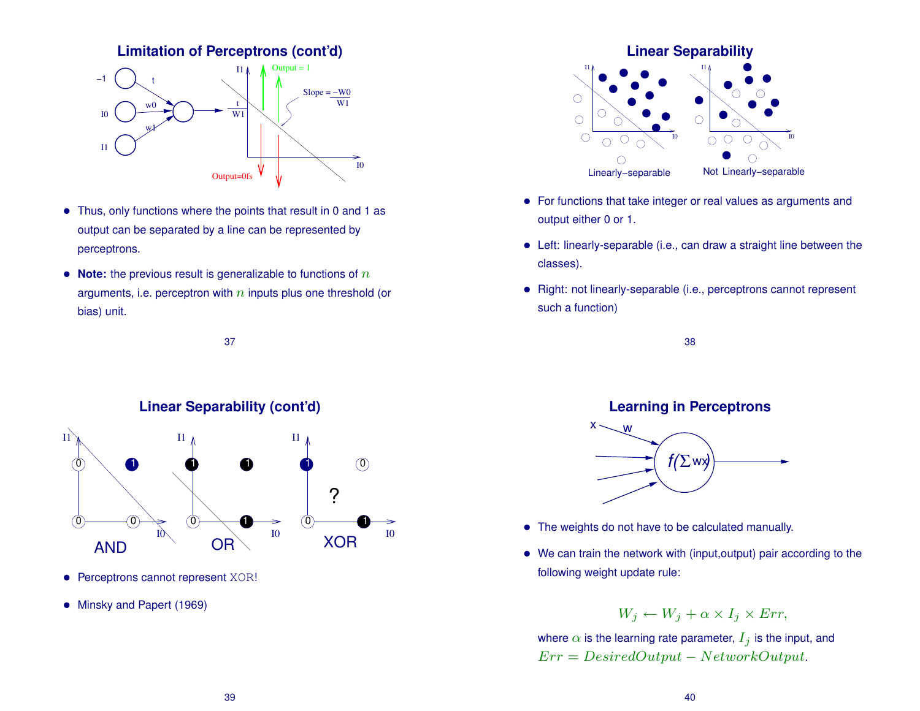## Limitation of Perceptrons (cont'd)

- Thus, only functions where the points that result in 0 and 1 as output can be separated by a line can be represented by perceptrons.
- **Note:** the previous result is generalizable to functions of $n$ arguments, i.e. perceptron with $n$ inputs plus one threshold (or bias) unit.

## Linear Separability

- For functions that take integer or real values as arguments and output either 0 or 1.
- Left: linearly-separable (i.e., can draw a straight line between the classes).
- Right: not linearly-separable (i.e., perceptrons cannot represent such a function)

## Linear Separability (cont'd)

- Perceptrons cannot represent XOR!
- Minsky and Papert (1969)

## Learning in Perceptrons

- The weights do not have to be calculated manually.
- We can train the network with (input,output) pair according to the following weight update rule:

$$W_j \leftarrow W_j + \alpha \times I_j \times Err,$$

where $\alpha$ is the learning rate parameter, $I_j$ is the input, and $Err = DesiredOutput - NetworkOutput$.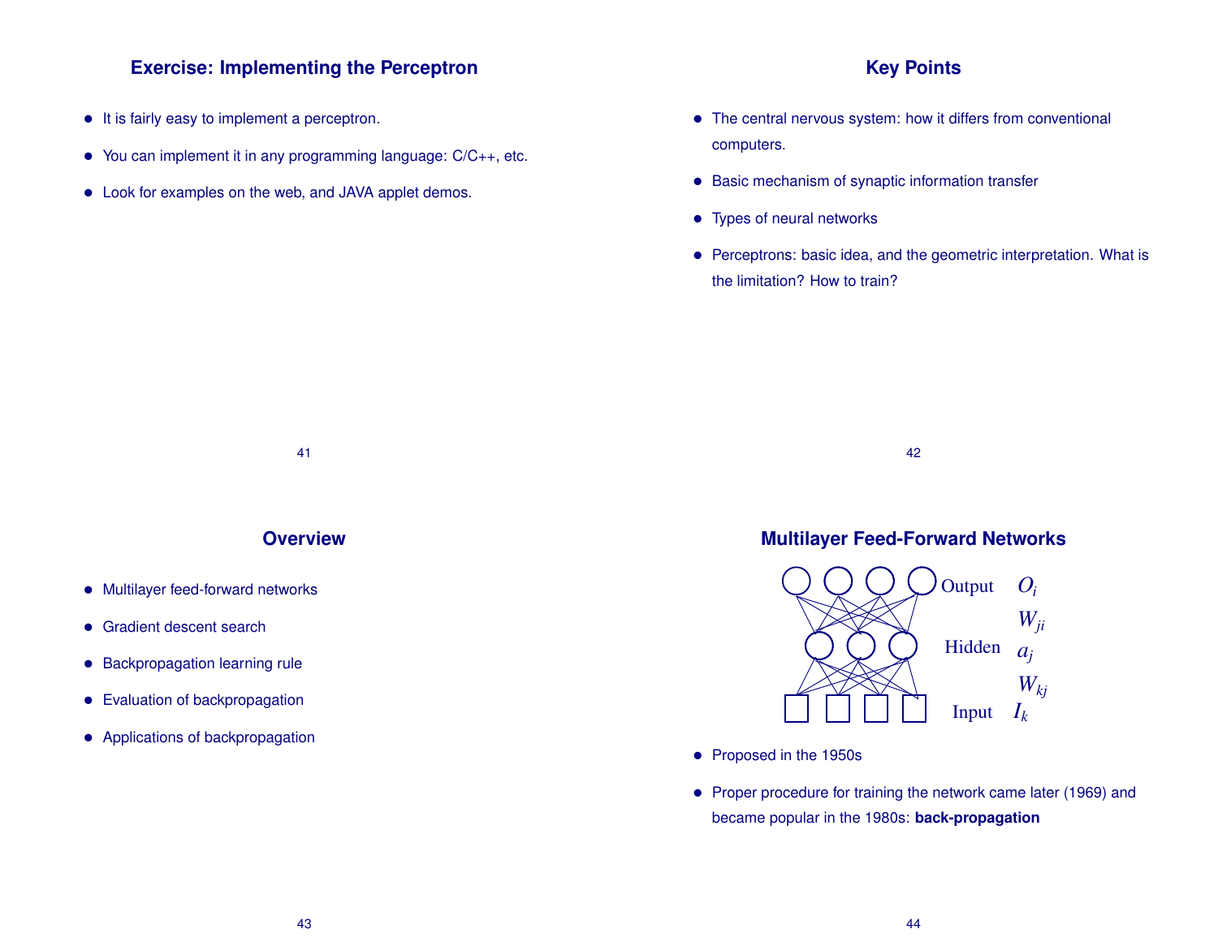## Exercise: Implementing the Perceptron

- It is fairly easy to implement a perceptron.
- You can implement it in any programming language: C/C++, etc.
- Look for examples on the web, and JAVA applet demos.

## Key Points

- The central nervous system: how it differs from conventional computers.
- Basic mechanism of synaptic information transfer
- Types of neural networks
- Perceptrons: basic idea, and the geometric interpretation. What is the limitation? How to train?

## Overview

- Multilayer feed-forward networks
- Gradient descent search
- Backpropagation learning rule
- Evaluation of backpropagation
- Applications of backpropagation

## Multilayer Feed-Forward Networks

Output $O_i$

$W_{ji}$

Hidden $a_j$

$W_{kj}$

Input $I_k$

- Proposed in the 1950s
- Proper procedure for training the network came later (1969) and became popular in the 1980s: **back-propagation**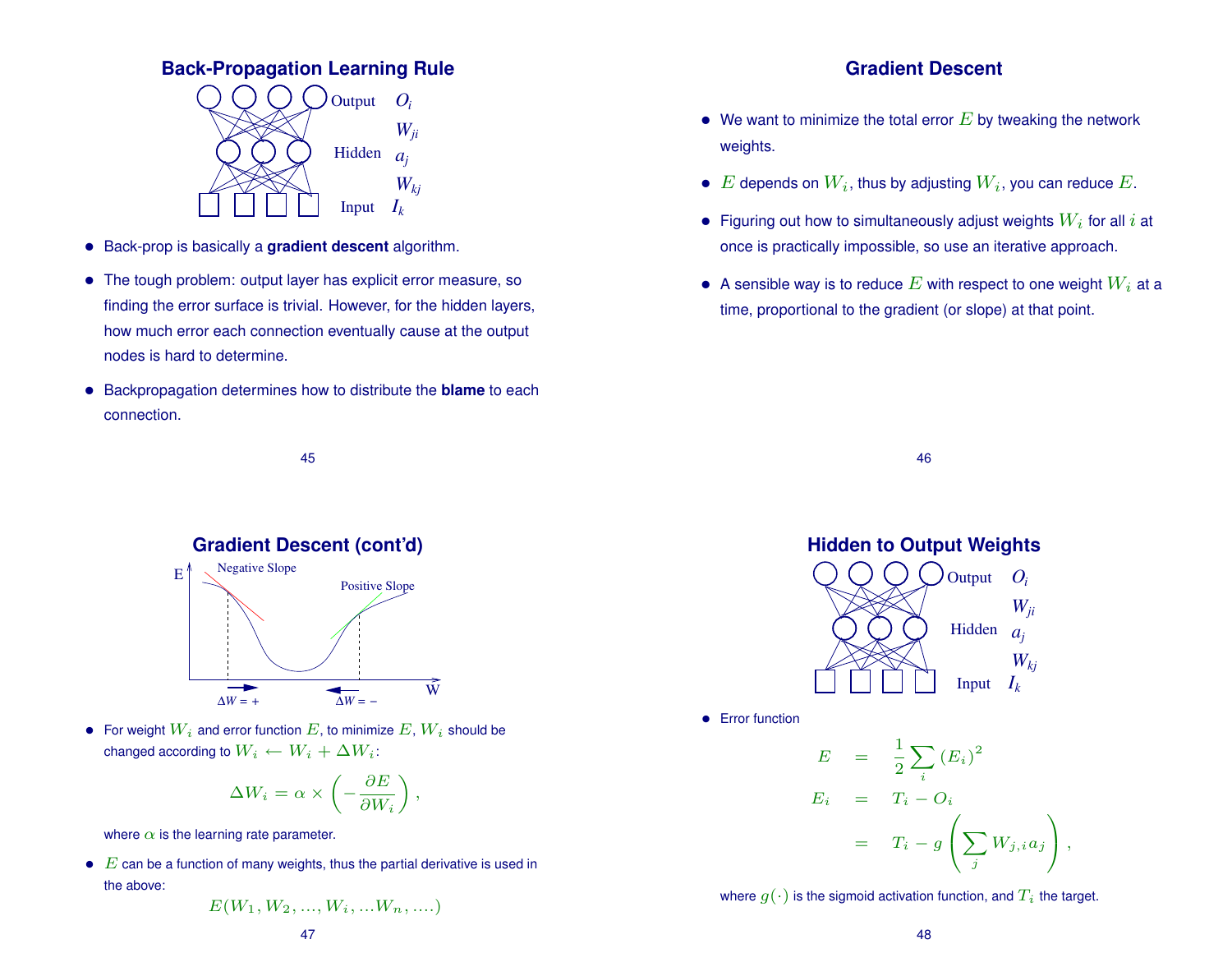## Back-Propagation Learning Rule

Output $O_i$

$W_{ji}$

Hidden $a_j$

$W_{kj}$

Input $I_k$

- Back-prop is basically a **gradient descent** algorithm.
- The tough problem: output layer has explicit error measure, so finding the error surface is trivial. However, for the hidden layers, how much error each connection eventually cause at the output nodes is hard to determine.
- Backpropagation determines how to distribute the **blame** to each connection.

## Gradient Descent

- We want to minimize the total error $E$ by tweaking the network weights.
- $E$ depends on $W_i$, thus by adjusting $W_i$, you can reduce $E$.
- Figuring out how to simultaneously adjust weights $W_i$ for all $i$ at once is practically impossible, so use an iterative approach.
- A sensible way is to reduce $E$ with respect to one weight $W_i$ at a time, proportional to the gradient (or slope) at that point.

## Gradient Descent (cont'd)

E — Negative Slope — Positive Slope — W

$\Delta W = +$ $\Delta W = -$

- For weight $W_i$ and error function $E$, to minimize $E$, $W_i$ should be changed according to $W_i \leftarrow W_i + \Delta W_i$:

$$\Delta W_i = \alpha \times \left( -\frac{\partial E}{\partial W_i} \right),$$

where $\alpha$ is the learning rate parameter.

- $E$ can be a function of many weights, thus the partial derivative is used in the above:

$$E(W_1, W_2, ..., W_i, ...W_n, ....)$$

## Hidden to Output Weights

Output $O_i$

$W_{ji}$

Hidden $a_j$

$W_{kj}$

Input $I_k$

- Error function

$$
\begin{aligned}
E &= \frac{1}{2} \sum_i (E_i)^2 \\
E_i &= T_i - O_i \\
&= T_i - g\left( \sum_j W_{j,i} a_j \right),
\end{aligned}
$$

where $g(\cdot)$ is the sigmoid activation function, and $T_i$ the target.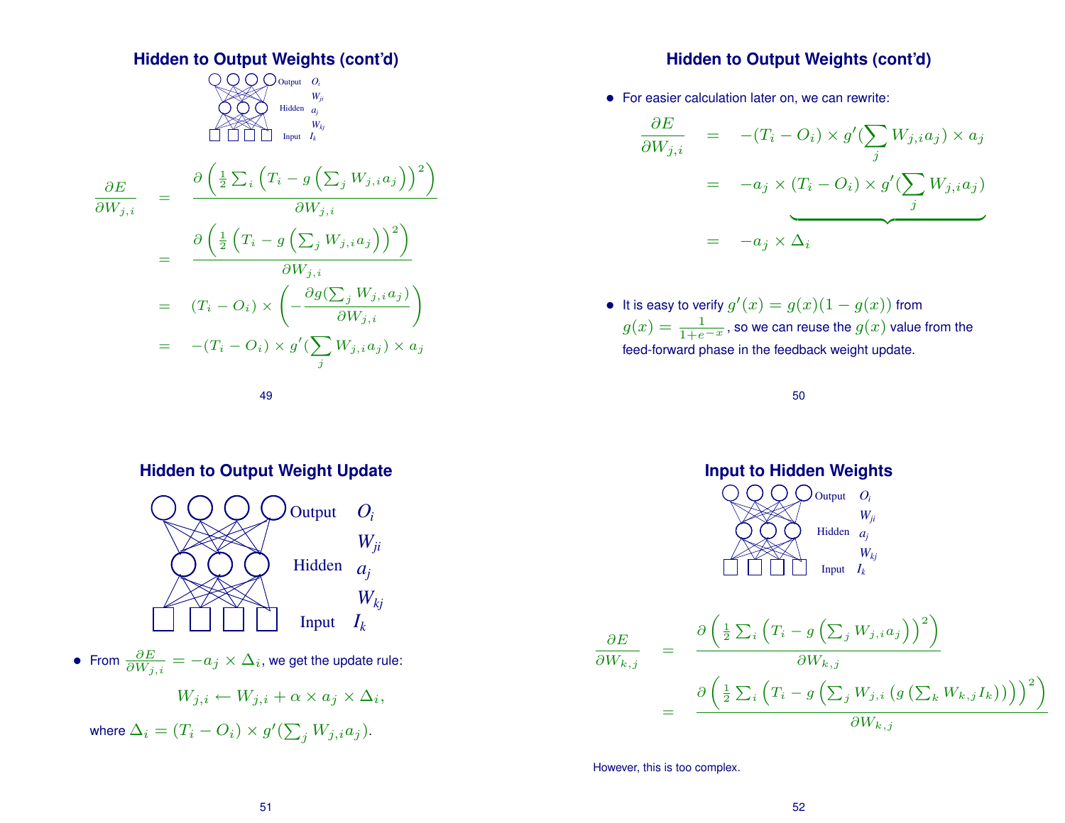## Hidden to Output Weights (cont'd)

$$
\begin{aligned}
\frac{\partial E}{\partial W_{j,i}} &= \frac{\partial\left(\frac{1}{2}\sum_i\left(T_i - g\left(\sum_j W_{j,i}a_j\right)\right)^2\right)}{\partial W_{j,i}} \\
&= \frac{\partial\left(\frac{1}{2}\left(T_i - g\left(\sum_j W_{j,i}a_j\right)\right)^2\right)}{\partial W_{j,i}} \\
&= (T_i - O_i) \times \left(-\frac{\partial g(\sum_j W_{j,i}a_j)}{\partial W_{j,i}}\right) \\
&= -(T_i - O_i) \times g'(\sum_j W_{j,i}a_j) \times a_j
\end{aligned}
$$

## Hidden to Output Weights (cont'd)

- For easier calculation later on, we can rewrite:

$$
\begin{aligned}
\frac{\partial E}{\partial W_{j,i}} &= -(T_i - O_i) \times g'(\sum_j W_{j,i}a_j) \times a_j \\
&= -a_j \times \underbrace{(T_i - O_i) \times g'(\sum_j W_{j,i}a_j)} \\
&= -a_j \times \Delta_i
\end{aligned}
$$

- It is easy to verify $g'(x) = g(x)(1 - g(x))$ from $g(x) = \frac{1}{1+e^{-x}}$, so we can reuse the $g(x)$ value from the feed-forward phase in the feedback weight update.

## Hidden to Output Weight Update

- From $\frac{\partial E}{\partial W_{j,i}} = -a_j \times \Delta_i$, we get the update rule:

$$W_{j,i} \leftarrow W_{j,i} + \alpha \times a_j \times \Delta_i,$$

where $\Delta_i = (T_i - O_i) \times g'(\sum_j W_{j,i}a_j)$.

## Input to Hidden Weights

$$
\begin{aligned}
\frac{\partial E}{\partial W_{k,j}} &= \frac{\partial\left(\frac{1}{2}\sum_i\left(T_i - g\left(\sum_j W_{j,i}a_j\right)\right)^2\right)}{\partial W_{k,j}} \\
&= \frac{\partial\left(\frac{1}{2}\sum_i\left(T_i - g\left(\sum_j W_{j,i}\left(g\left(\sum_k W_{k,j}I_k\right)\right)\right)\right)^2\right)}{\partial W_{k,j}}
\end{aligned}
$$

However, this is too complex.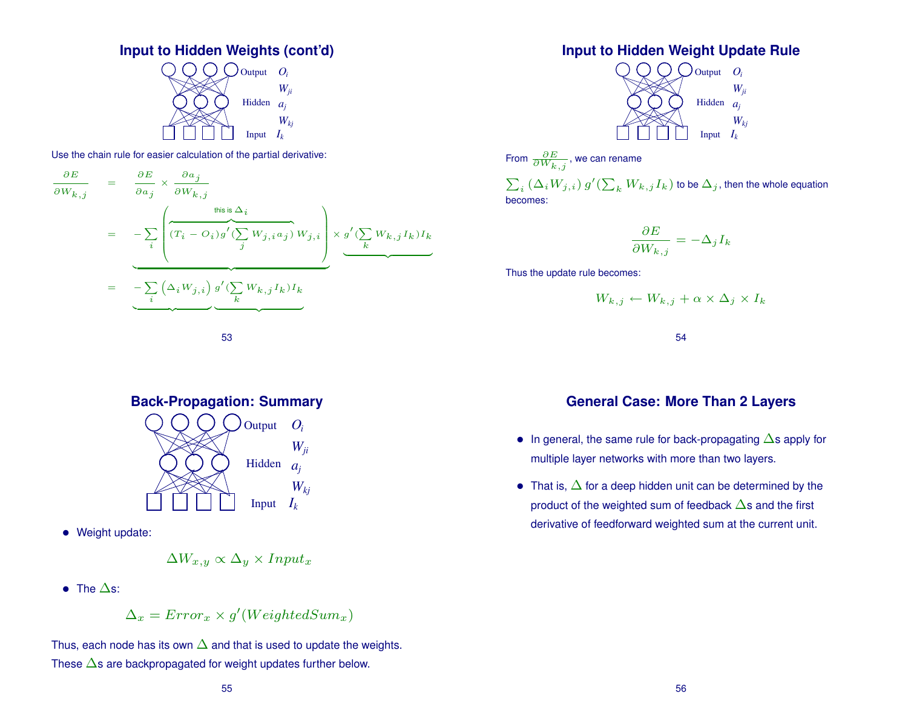## Input to Hidden Weights (cont'd)

Output $O_i$

$W_{ji}$

Hidden $a_j$

$W_{kj}$

Input $I_k$

Use the chain rule for easier calculation of the partial derivative:

$$
\begin{aligned}
\frac{\partial E}{\partial W_{k,j}} &= \frac{\partial E}{\partial a_j} \times \frac{\partial a_j}{\partial W_{k,j}} \\
&= \underbrace{-\sum_i \left( \overbrace{(T_i - O_i) g'(\sum_j W_{j,i} a_j)}^{\text{this is } \Delta_i} W_{j,i} \right)} \times \underbrace{g'(\sum_k W_{k,j} I_k) I_k} \\
&= \underbrace{-\sum_i \left( \Delta_i W_{j,i} \right)} \underbrace{g'(\sum_k W_{k,j} I_k) I_k}
\end{aligned}
$$

## Input to Hidden Weight Update Rule

Output $O_i$

$W_{ji}$

Hidden $a_j$

$W_{kj}$

Input $I_k$

From $\frac{\partial E}{\partial W_{k,j}}$, we can rename

$\sum_i (\Delta_i W_{j,i}) \, g'(\sum_k W_{k,j} I_k)$ to be $\Delta_j$, then the whole equation becomes:

$$\frac{\partial E}{\partial W_{k,j}} = -\Delta_j I_k$$

Thus the update rule becomes:

$$W_{k,j} \leftarrow W_{k,j} + \alpha \times \Delta_j \times I_k$$

## Back-Propagation: Summary

Output $O_i$

$W_{ji}$

Hidden $a_j$

$W_{kj}$

Input $I_k$

- Weight update:

$$\Delta W_{x,y} \propto \Delta_y \times Input_x$$

- The $\Delta$s:

$$\Delta_x = Error_x \times g'(WeightedSum_x)$$

Thus, each node has its own $\Delta$ and that is used to update the weights. These $\Delta$s are backpropagated for weight updates further below.

## General Case: More Than 2 Layers

- In general, the same rule for back-propagating $\Delta$s apply for multiple layer networks with more than two layers.
- That is, $\Delta$ for a deep hidden unit can be determined by the product of the weighted sum of feedback $\Delta$s and the first derivative of feedforward weighted sum at the current unit.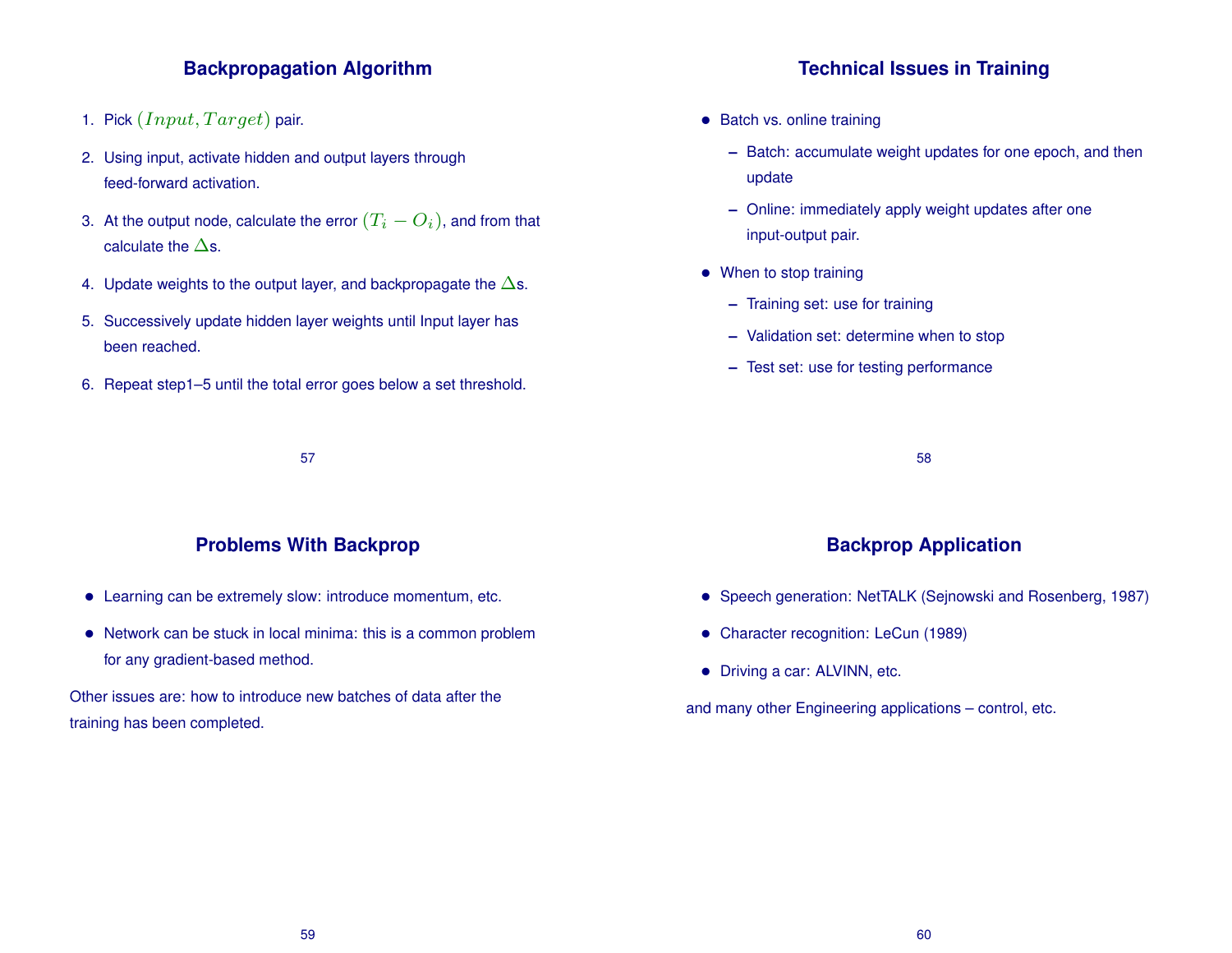## Backpropagation Algorithm

1. Pick $(Input, Target)$ pair.
2. Using input, activate hidden and output layers through feed-forward activation.
3. At the output node, calculate the error $(T_i - O_i)$, and from that calculate the $\Delta$s.
4. Update weights to the output layer, and backpropagate the $\Delta$s.
5. Successively update hidden layer weights until Input layer has been reached.
6. Repeat step1–5 until the total error goes below a set threshold.

## Technical Issues in Training

- Batch vs. online training
  - Batch: accumulate weight updates for one epoch, and then update
  - Online: immediately apply weight updates after one input-output pair.
- When to stop training
  - Training set: use for training
  - Validation set: determine when to stop
  - Test set: use for testing performance

## Problems With Backprop

- Learning can be extremely slow: introduce momentum, etc.
- Network can be stuck in local minima: this is a common problem for any gradient-based method.

Other issues are: how to introduce new batches of data after the training has been completed.

## Backprop Application

- Speech generation: NetTALK (Sejnowski and Rosenberg, 1987)
- Character recognition: LeCun (1989)
- Driving a car: ALVINN, etc.

and many other Engineering applications – control, etc.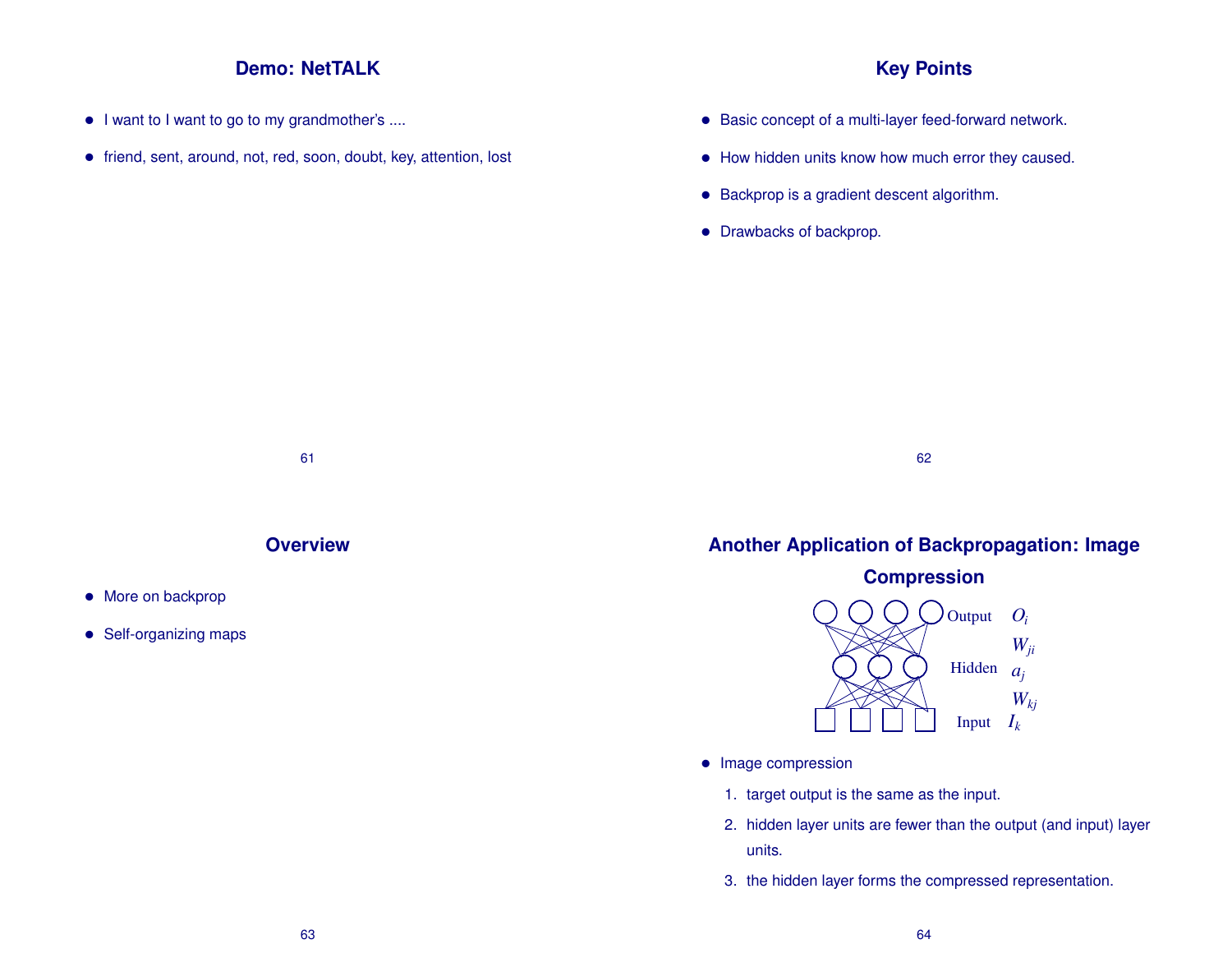## Demo: NetTALK

- I want to I want to go to my grandmother's ....
- friend, sent, around, not, red, soon, doubt, key, attention, lost

## Key Points

- Basic concept of a multi-layer feed-forward network.
- How hidden units know how much error they caused.
- Backprop is a gradient descent algorithm.
- Drawbacks of backprop.

## Overview

- More on backprop
- Self-organizing maps

## Another Application of Backpropagation: Image Compression

Output $O_i$

$W_{ji}$

Hidden $a_j$

$W_{kj}$

Input $I_k$

- Image compression
  1. target output is the same as the input.
  2. hidden layer units are fewer than the output (and input) layer units.
  3. the hidden layer forms the compressed representation.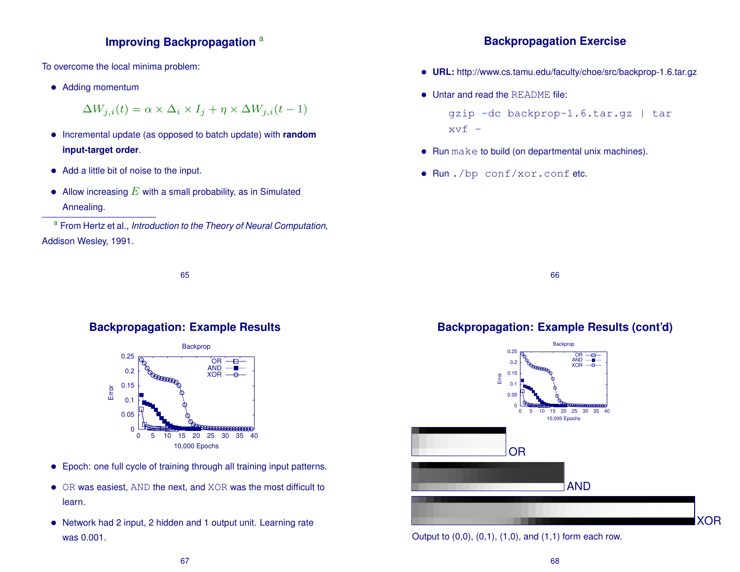## Improving Backpropagation [a]

To overcome the local minima problem:

- Adding momentum

$$\Delta W_{j,i}(t) = \alpha \times \Delta_i \times I_j + \eta \times \Delta W_{j,i}(t-1)$$

- Incremental update (as opposed to batch update) with **random input-target order**.
- Add a little bit of noise to the input.
- Allow increasing $E$ with a small probability, as in Simulated Annealing.

[a] From Hertz et al., *Introduction to the Theory of Neural Computation*, Addison Wesley, 1991.

## Backpropagation Exercise

- **URL:** http://www.cs.tamu.edu/faculty/choe/src/backprop-1.6.tar.gz
- Untar and read the `README` file:

```
gzip -dc backprop-1.6.tar.gz | tar xvf -
```

- Run `make` to build (on departmental unix machines).
- Run `./bp conf/xor.conf` etc.

## Backpropagation: Example Results

- Epoch: one full cycle of training through all training input patterns.
- `OR` was easiest, `AND` the next, and `XOR` was the most difficult to learn.
- Network had 2 input, 2 hidden and 1 output unit. Learning rate was 0.001.

## Backpropagation: Example Results (cont'd)

Output to (0,0), (0,1), (1,0), and (1,1) form each row.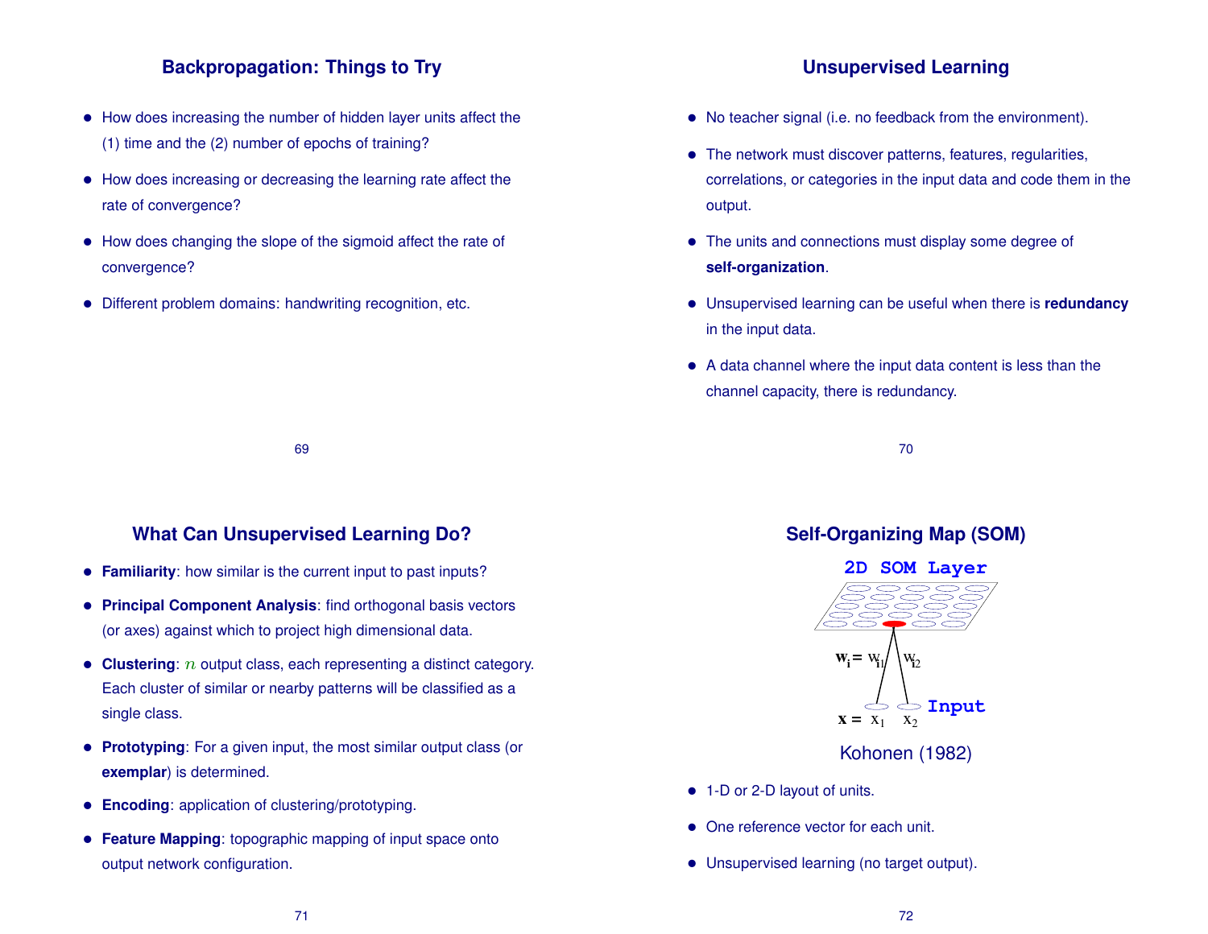## Backpropagation: Things to Try

- How does increasing the number of hidden layer units affect the (1) time and the (2) number of epochs of training?
- How does increasing or decreasing the learning rate affect the rate of convergence?
- How does changing the slope of the sigmoid affect the rate of convergence?
- Different problem domains: handwriting recognition, etc.

## Unsupervised Learning

- No teacher signal (i.e. no feedback from the environment).
- The network must discover patterns, features, regularities, correlations, or categories in the input data and code them in the output.
- The units and connections must display some degree of **self-organization**.
- Unsupervised learning can be useful when there is **redundancy** in the input data.
- A data channel where the input data content is less than the channel capacity, there is redundancy.

## What Can Unsupervised Learning Do?

- **Familiarity**: how similar is the current input to past inputs?
- **Principal Component Analysis**: find orthogonal basis vectors (or axes) against which to project high dimensional data.
- **Clustering**: $n$ output class, each representing a distinct category. Each cluster of similar or nearby patterns will be classified as a single class.
- **Prototyping**: For a given input, the most similar output class (or **exemplar**) is determined.
- **Encoding**: application of clustering/prototyping.
- **Feature Mapping**: topographic mapping of input space onto output network configuration.

## Self-Organizing Map (SOM)

2D SOM Layer

$\mathbf{w_i} = w_{i1} \quad w_{i2}$

$\mathbf{x} = x_1 \quad x_2$ Input

Kohonen (1982)

- 1-D or 2-D layout of units.
- One reference vector for each unit.
- Unsupervised learning (no target output).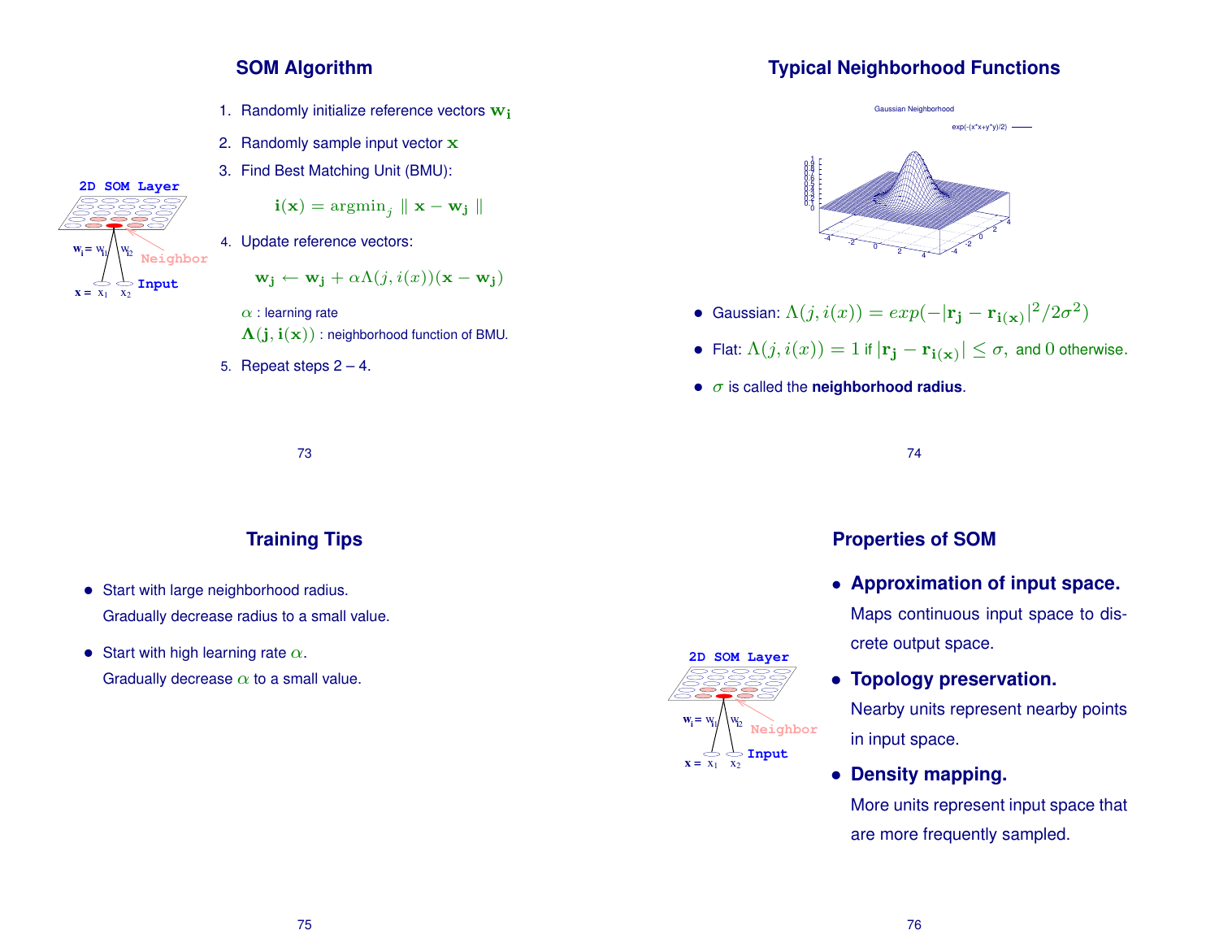## SOM Algorithm

2D SOM Layer

$\mathbf{w_i} = w_{i1}$ $w_{i2}$ Neighbor

$\mathbf{x} = x_1$ $x_2$ Input

1. Randomly initialize reference vectors $\mathbf{w_i}$
2. Randomly sample input vector $\mathbf{x}$
3. Find Best Matching Unit (BMU):

$$\mathbf{i(x)} = \text{argmin}_j \parallel \mathbf{x} - \mathbf{w_j} \parallel$$

4. Update reference vectors:

$$\mathbf{w_j} \leftarrow \mathbf{w_j} + \alpha\Lambda(j, i(x))(\mathbf{x} - \mathbf{w_j})$$

$\alpha$ : learning rate

$\mathbf{\Lambda(j, i(x))}$ : neighborhood function of BMU.

5. Repeat steps 2 – 4.

## Typical Neighborhood Functions

Gaussian Neighborhood

exp(-(x*x+y*y)/2)

- Gaussian: $\Lambda(j, i(x)) = exp(-|\mathbf{r_j} - \mathbf{r_{i(x)}}|^2/2\sigma^2)$
- Flat: $\Lambda(j, i(x)) = 1$ if $|\mathbf{r_j} - \mathbf{r_{i(x)}}| \leq \sigma,$ and $0$ otherwise.
- $\sigma$ is called the **neighborhood radius**.

## Training Tips

- Start with large neighborhood radius.
  Gradually decrease radius to a small value.
- Start with high learning rate $\alpha$.
  Gradually decrease $\alpha$ to a small value.

## Properties of SOM

2D SOM Layer

$\mathbf{w_i} = w_{i1}$ $w_{i2}$ Neighbor

$\mathbf{x} = x_1$ $x_2$ Input

- **Approximation of input space.**
  Maps continuous input space to discrete output space.
- **Topology preservation.**
  Nearby units represent nearby points in input space.
- **Density mapping.**
  More units represent input space that are more frequently sampled.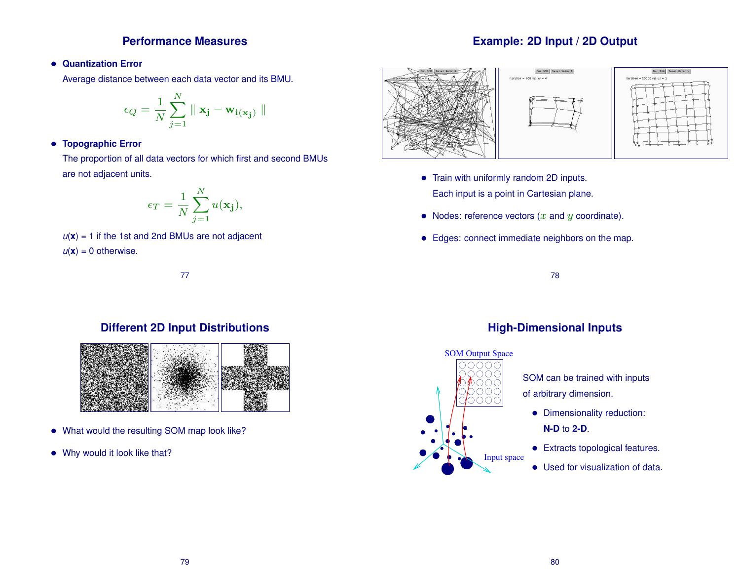## Performance Measures

- **Quantization Error**

  Average distance between each data vector and its BMU.

$$\epsilon_Q = \frac{1}{N}\sum_{j=1}^{N} \| \mathbf{x_j} - \mathbf{w_{i(x_j)}} \|$$

- **Topographic Error**

  The proportion of all data vectors for which first and second BMUs are not adjacent units.

$$\epsilon_T = \frac{1}{N}\sum_{j=1}^{N} u(\mathbf{x_j}),$$

$u(\mathbf{x})$ = 1 if the 1st and 2nd BMUs are not adjacent

$u(\mathbf{x})$ = 0 otherwise.

## Example: 2D Input / 2D Output

- Train with uniformly random 2D inputs.

  Each input is a point in Cartesian plane.

- Nodes: reference vectors ($x$ and $y$ coordinate).
- Edges: connect immediate neighbors on the map.

## Different 2D Input Distributions

- What would the resulting SOM map look like?
- Why would it look like that?

## High-Dimensional Inputs

SOM can be trained with inputs of arbitrary dimension.

- Dimensionality reduction:

  **N-D** to **2-D**.

- Extracts topological features.
- Used for visualization of data.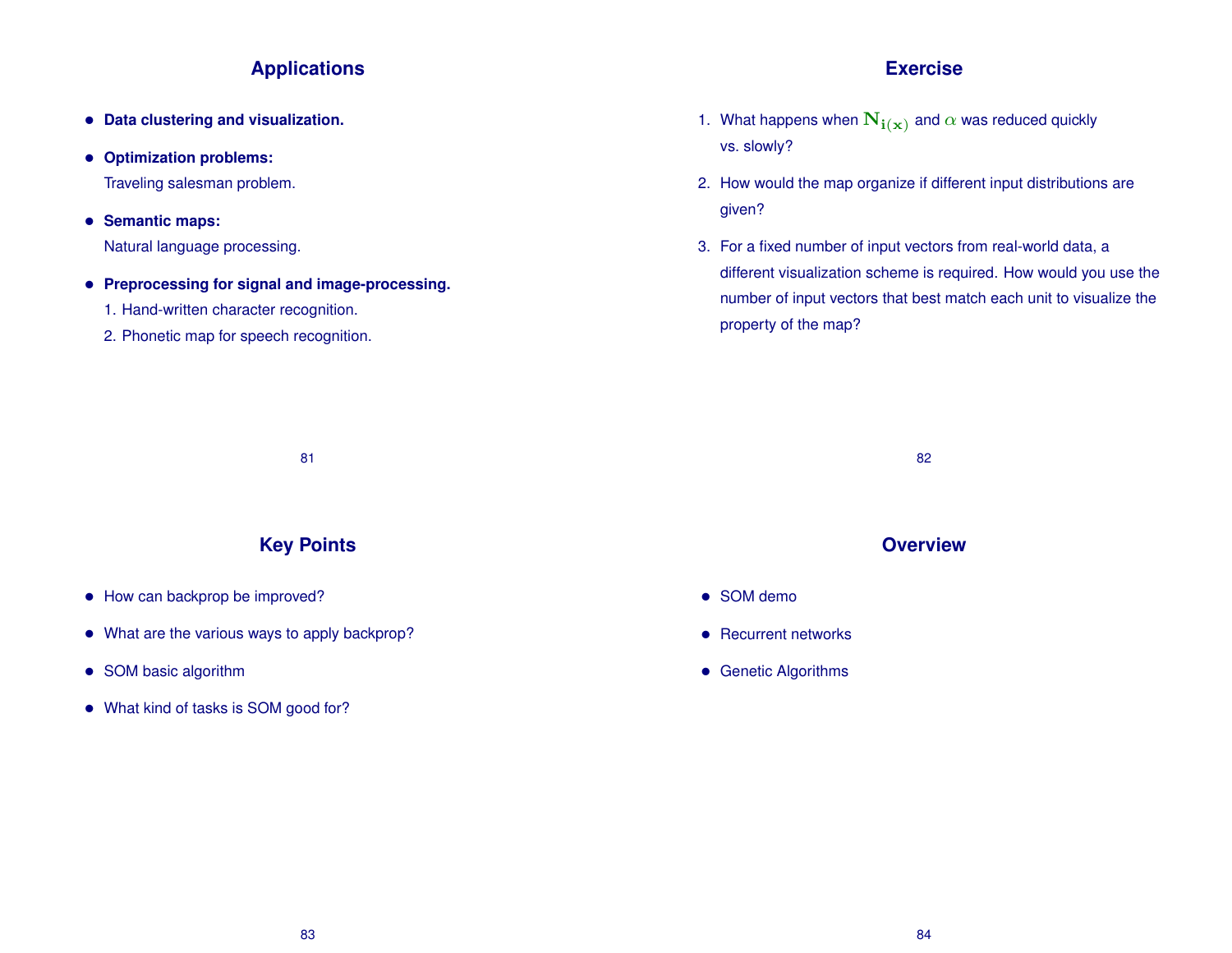## Applications

- **Data clustering and visualization.**
- **Optimization problems:**
  Traveling salesman problem.
- **Semantic maps:**
  Natural language processing.
- **Preprocessing for signal and image-processing.**
  1. Hand-written character recognition.
  2. Phonetic map for speech recognition.

## Exercise

1. What happens when $\mathbf{N_{i(x)}}$ and $\alpha$ was reduced quickly vs. slowly?
2. How would the map organize if different input distributions are given?
3. For a fixed number of input vectors from real-world data, a different visualization scheme is required. How would you use the number of input vectors that best match each unit to visualize the property of the map?

## Key Points

- How can backprop be improved?
- What are the various ways to apply backprop?
- SOM basic algorithm
- What kind of tasks is SOM good for?

## Overview

- SOM demo
- Recurrent networks
- Genetic Algorithms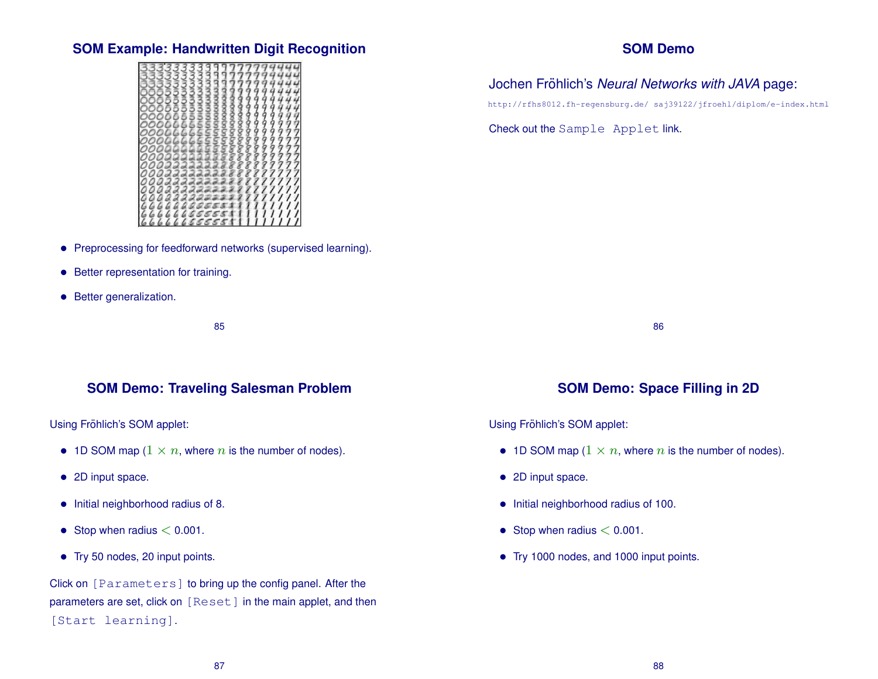## SOM Example: Handwritten Digit Recognition

- Preprocessing for feedforward networks (supervised learning).
- Better representation for training.
- Better generalization.

## SOM Demo

Jochen Fröhlich's *Neural Networks with JAVA* page:

http://rfhs8012.fh-regensburg.de/ saj39122/jfroehl/diplom/e-index.html

Check out the `Sample Applet` link.

## SOM Demo: Traveling Salesman Problem

Using Fröhlich's SOM applet:

- 1D SOM map ($1 \times n$, where $n$ is the number of nodes).
- 2D input space.
- Initial neighborhood radius of 8.
- Stop when radius $<$ 0.001.
- Try 50 nodes, 20 input points.

Click on `[Parameters]` to bring up the config panel. After the parameters are set, click on `[Reset]` in the main applet, and then `[Start learning]`.

## SOM Demo: Space Filling in 2D

Using Fröhlich's SOM applet:

- 1D SOM map ($1 \times n$, where $n$ is the number of nodes).
- 2D input space.
- Initial neighborhood radius of 100.
- Stop when radius $<$ 0.001.
- Try 1000 nodes, and 1000 input points.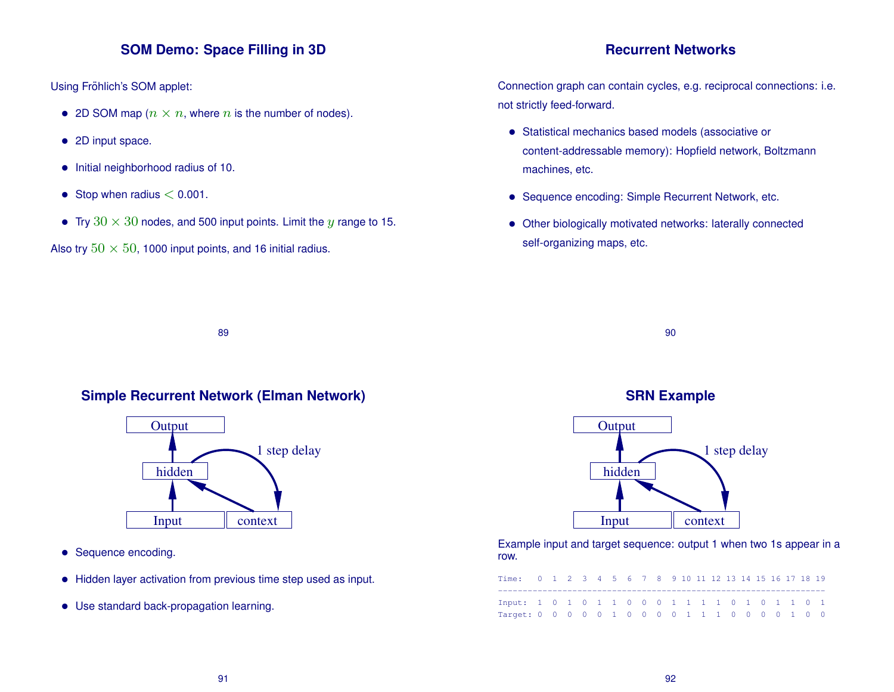## SOM Demo: Space Filling in 3D

Using Fröhlich's SOM applet:

- 2D SOM map ($n \times n$, where $n$ is the number of nodes).
- 2D input space.
- Initial neighborhood radius of 10.
- Stop when radius $<$ 0.001.
- Try $30 \times 30$ nodes, and 500 input points. Limit the $y$ range to 15.

Also try $50 \times 50$, 1000 input points, and 16 initial radius.

## Recurrent Networks

Connection graph can contain cycles, e.g. reciprocal connections: i.e. not strictly feed-forward.

- Statistical mechanics based models (associative or content-addressable memory): Hopfield network, Boltzmann machines, etc.
- Sequence encoding: Simple Recurrent Network, etc.
- Other biologically motivated networks: laterally connected self-organizing maps, etc.

## Simple Recurrent Network (Elman Network)

Output ← hidden ← Input, context; hidden → context (1 step delay)

- Sequence encoding.
- Hidden layer activation from previous time step used as input.
- Use standard back-propagation learning.

## SRN Example

Output ← hidden ← Input, context; hidden → context (1 step delay)

Example input and target sequence: output 1 when two 1s appear in a row.

```
Time:   0  1  2  3  4  5  6  7  8  9 10 11 12 13 14 15 16 17 18 19
--------------------------------------------------------------------
Input:  1  0  1  0  1  1  0  0  0  1  1  1  1  0  1  0  1  1  0  1
Target: 0  0  0  0  0  1  0  0  0  0  1  1  1  0  0  0  0  1  0  0
```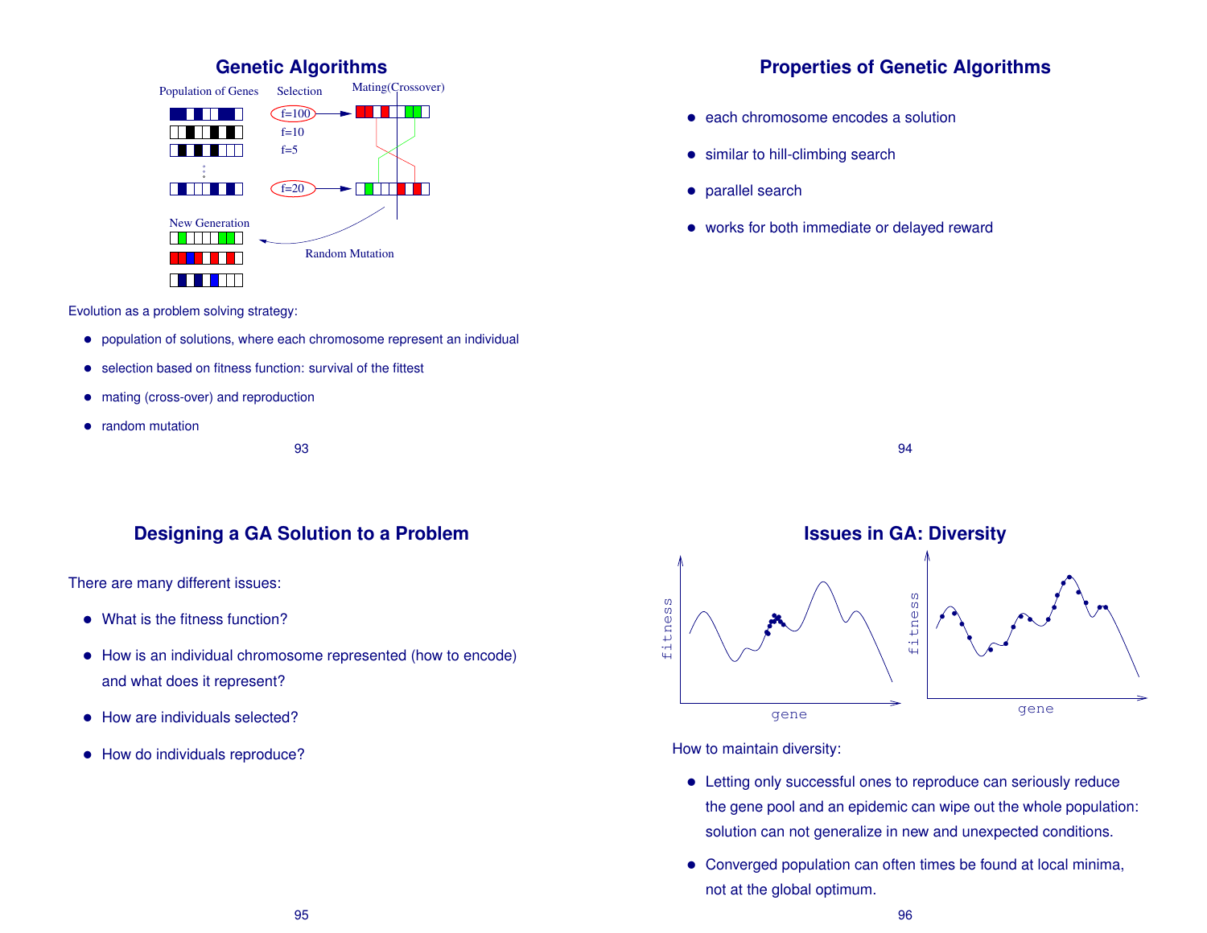## Genetic Algorithms

Evolution as a problem solving strategy:

- population of solutions, where each chromosome represent an individual
- selection based on fitness function: survival of the fittest
- mating (cross-over) and reproduction
- random mutation

## Properties of Genetic Algorithms

- each chromosome encodes a solution
- similar to hill-climbing search
- parallel search
- works for both immediate or delayed reward

## Designing a GA Solution to a Problem

There are many different issues:

- What is the fitness function?
- How is an individual chromosome represented (how to encode) and what does it represent?
- How are individuals selected?
- How do individuals reproduce?

## Issues in GA: Diversity

How to maintain diversity:

- Letting only successful ones to reproduce can seriously reduce the gene pool and an epidemic can wipe out the whole population: solution can not generalize in new and unexpected conditions.
- Converged population can often times be found at local minima, not at the global optimum.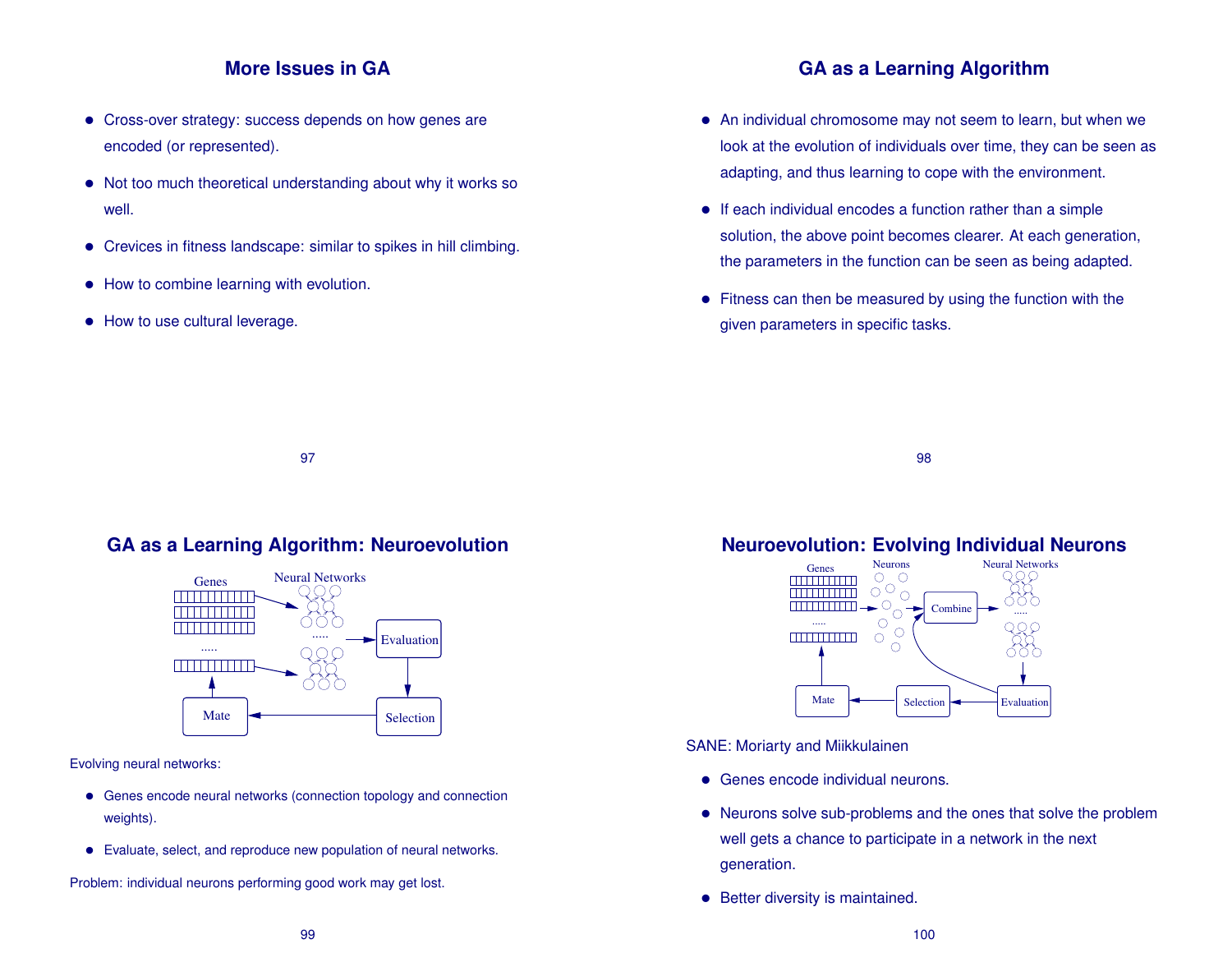## More Issues in GA

- Cross-over strategy: success depends on how genes are encoded (or represented).
- Not too much theoretical understanding about why it works so well.
- Crevices in fitness landscape: similar to spikes in hill climbing.
- How to combine learning with evolution.
- How to use cultural leverage.

## GA as a Learning Algorithm

- An individual chromosome may not seem to learn, but when we look at the evolution of individuals over time, they can be seen as adapting, and thus learning to cope with the environment.
- If each individual encodes a function rather than a simple solution, the above point becomes clearer. At each generation, the parameters in the function can be seen as being adapted.
- Fitness can then be measured by using the function with the given parameters in specific tasks.

## GA as a Learning Algorithm: Neuroevolution

Genes → Neural Networks → Evaluation → Selection → Mate → Genes

Evolving neural networks:

- Genes encode neural networks (connection topology and connection weights).
- Evaluate, select, and reproduce new population of neural networks.

Problem: individual neurons performing good work may get lost.

## Neuroevolution: Evolving Individual Neurons

Genes → Neurons → Combine → Neural Networks → Evaluation → Selection → Mate → Genes (Evaluation → Combine)

SANE: Moriarty and Miikkulainen

- Genes encode individual neurons.
- Neurons solve sub-problems and the ones that solve the problem well gets a chance to participate in a network in the next generation.
- Better diversity is maintained.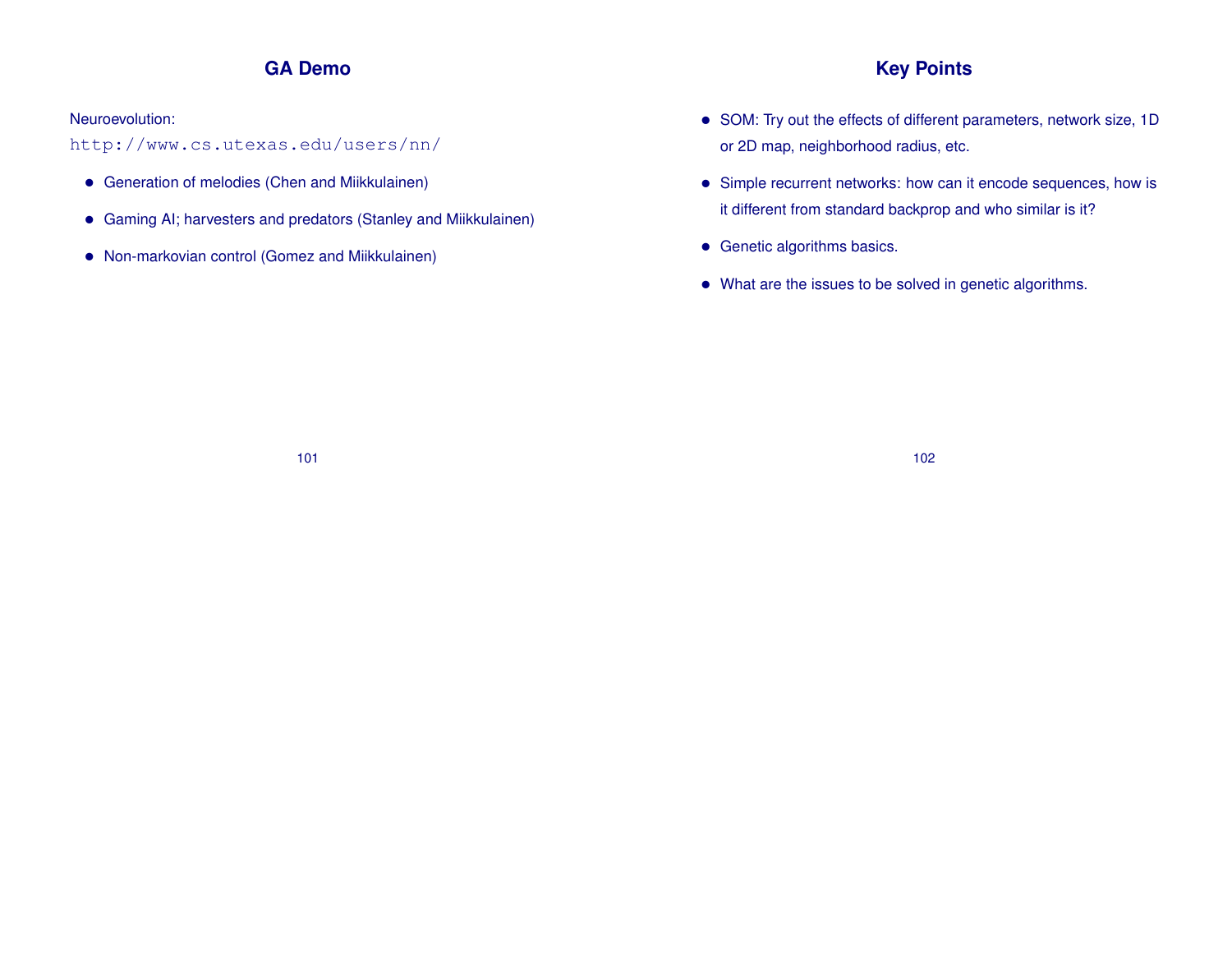## GA Demo

Neuroevolution:

`http://www.cs.utexas.edu/users/nn/`

- Generation of melodies (Chen and Miikkulainen)
- Gaming AI; harvesters and predators (Stanley and Miikkulainen)
- Non-markovian control (Gomez and Miikkulainen)

## Key Points

- SOM: Try out the effects of different parameters, network size, 1D or 2D map, neighborhood radius, etc.
- Simple recurrent networks: how can it encode sequences, how is it different from standard backprop and who similar is it?
- Genetic algorithms basics.
- What are the issues to be solved in genetic algorithms.